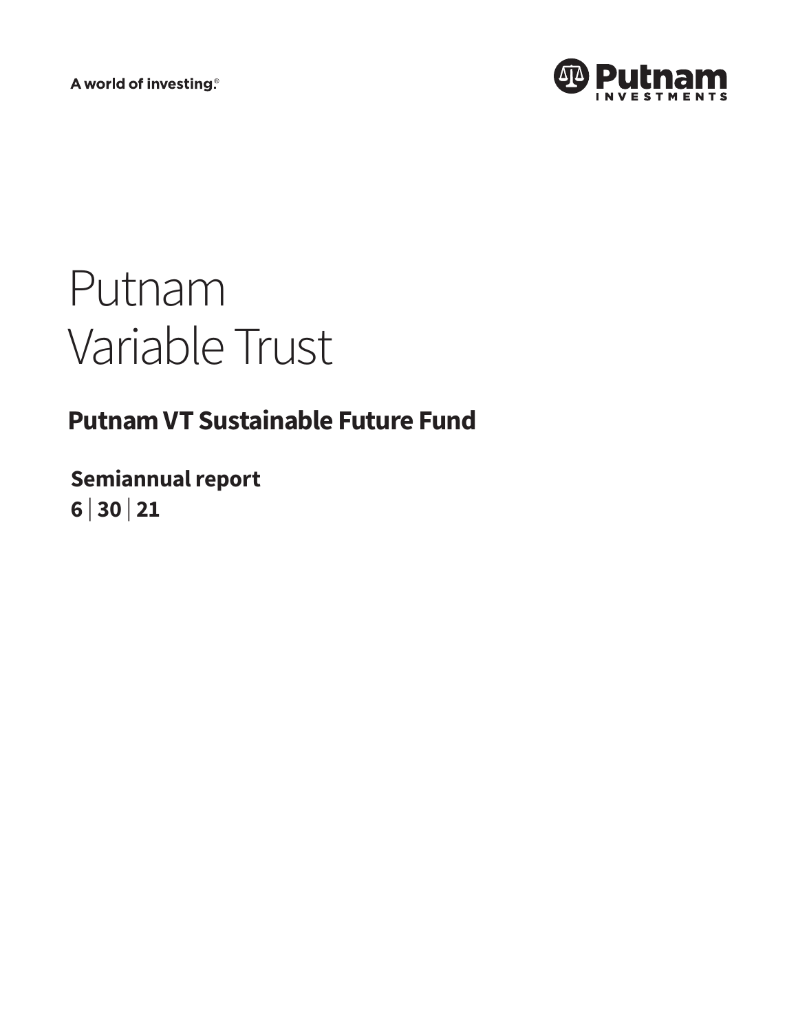A world of investing.®

Putnam Investments

# Putnam Variable Trust

## Putnam VT Sustainable Future Fund

**Semiannual report**

**6 | 30 | 21**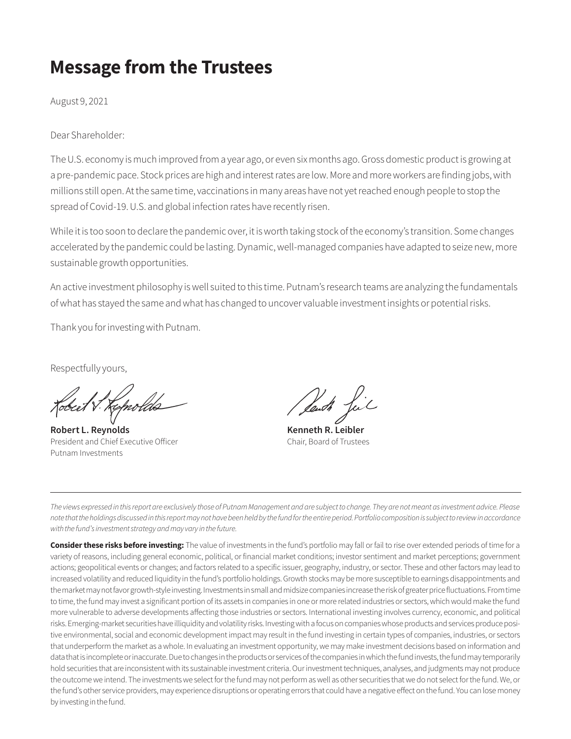# Message from the Trustees

August 9, 2021

Dear Shareholder:

The U.S. economy is much improved from a year ago, or even six months ago. Gross domestic product is growing at a pre-pandemic pace. Stock prices are high and interest rates are low. More and more workers are finding jobs, with millions still open. At the same time, vaccinations in many areas have not yet reached enough people to stop the spread of Covid-19. U.S. and global infection rates have recently risen.

While it is too soon to declare the pandemic over, it is worth taking stock of the economy's transition. Some changes accelerated by the pandemic could be lasting. Dynamic, well-managed companies have adapted to seize new, more sustainable growth opportunities.

An active investment philosophy is well suited to this time. Putnam's research teams are analyzing the fundamentals of what has stayed the same and what has changed to uncover valuable investment insights or potential risks.

Thank you for investing with Putnam.

Respectfully yours,

**Robert L. Reynolds**
President and Chief Executive Officer
Putnam Investments

**Kenneth R. Leibler**
Chair, Board of Trustees

---

*The views expressed in this report are exclusively those of Putnam Management and are subject to change. They are not meant as investment advice. Please note that the holdings discussed in this report may not have been held by the fund for the entire period. Portfolio composition is subject to review in accordance with the fund's investment strategy and may vary in the future.*

**Consider these risks before investing:** The value of investments in the fund's portfolio may fall or fail to rise over extended periods of time for a variety of reasons, including general economic, political, or financial market conditions; investor sentiment and market perceptions; government actions; geopolitical events or changes; and factors related to a specific issuer, geography, industry, or sector. These and other factors may lead to increased volatility and reduced liquidity in the fund's portfolio holdings. Growth stocks may be more susceptible to earnings disappointments and the market may not favor growth-style investing. Investments in small and midsize companies increase the risk of greater price fluctuations. From time to time, the fund may invest a significant portion of its assets in companies in one or more related industries or sectors, which would make the fund more vulnerable to adverse developments affecting those industries or sectors. International investing involves currency, economic, and political risks. Emerging-market securities have illiquidity and volatility risks. Investing with a focus on companies whose products and services produce positive environmental, social and economic development impact may result in the fund investing in certain types of companies, industries, or sectors that underperform the market as a whole. In evaluating an investment opportunity, we may make investment decisions based on information and data that is incomplete or inaccurate. Due to changes in the products or services of the companies in which the fund invests, the fund may temporarily hold securities that are inconsistent with its sustainable investment criteria. Our investment techniques, analyses, and judgments may not produce the outcome we intend. The investments we select for the fund may not perform as well as other securities that we do not select for the fund. We, or the fund's other service providers, may experience disruptions or operating errors that could have a negative effect on the fund. You can lose money by investing in the fund.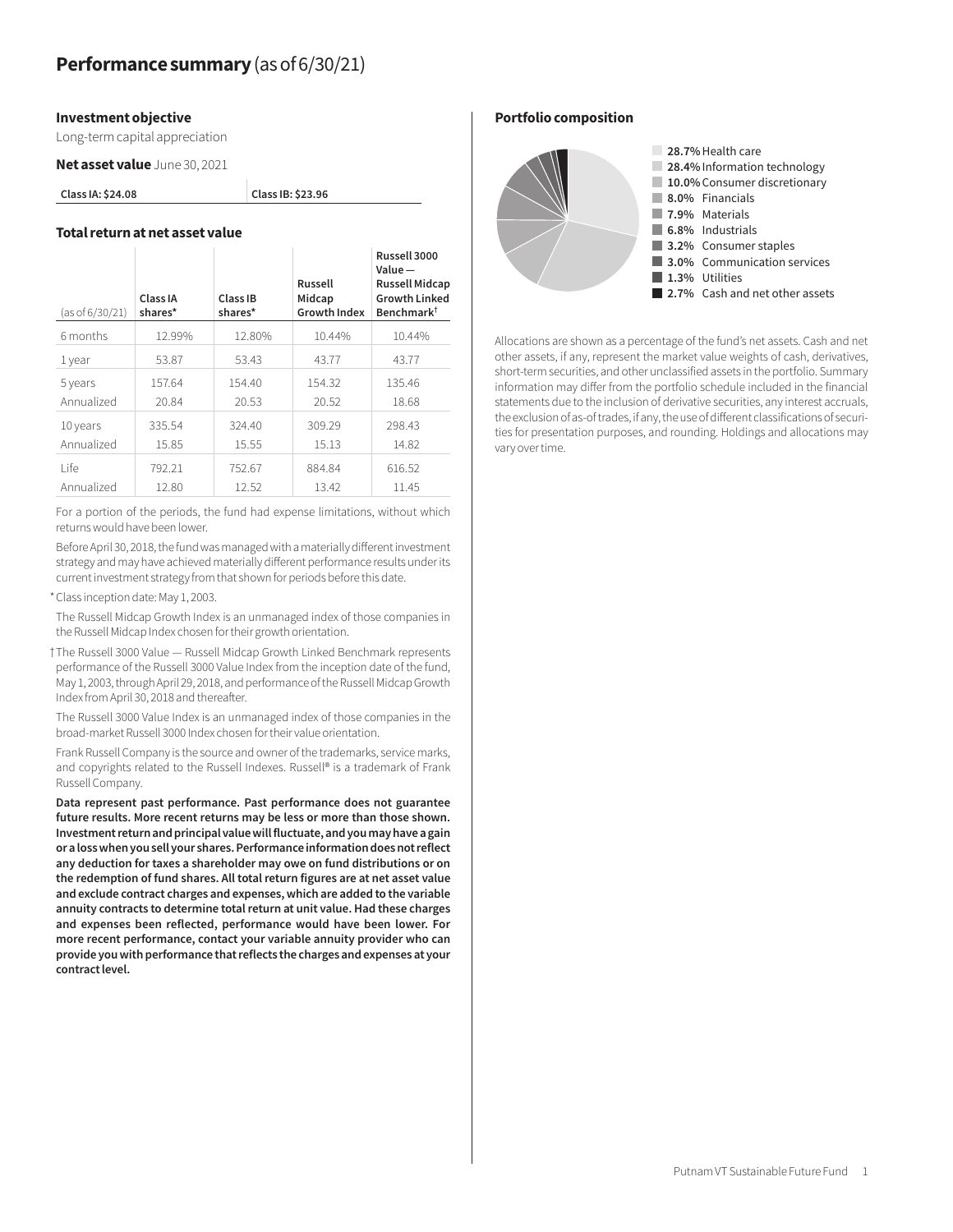# Performance summary (as of 6/30/21)

### Investment objective

Long-term capital appreciation

**Net asset value** June 30, 2021

| Class IA: $24.08 | Class IB: $23.96 |
|---|---|

### Total return at net asset value

| (as of 6/30/21) | Class IA shares* | Class IB shares* | Russell Midcap Growth Index | Russell 3000 Value — Russell Midcap Growth Linked Benchmark† |
|---|---|---|---|---|
| 6 months | 12.99% | 12.80% | 10.44% | 10.44% |
| 1 year | 53.87 | 53.43 | 43.77 | 43.77 |
| 5 years | 157.64 | 154.40 | 154.32 | 135.46 |
| Annualized | 20.84 | 20.53 | 20.52 | 18.68 |
| 10 years | 335.54 | 324.40 | 309.29 | 298.43 |
| Annualized | 15.85 | 15.55 | 15.13 | 14.82 |
| Life | 792.21 | 752.67 | 884.84 | 616.52 |
| Annualized | 12.80 | 12.52 | 13.42 | 11.45 |

For a portion of the periods, the fund had expense limitations, without which returns would have been lower.

Before April 30, 2018, the fund was managed with a materially different investment strategy and may have achieved materially different performance results under its current investment strategy from that shown for periods before this date.

\* Class inception date: May 1, 2003.

The Russell Midcap Growth Index is an unmanaged index of those companies in the Russell Midcap Index chosen for their growth orientation.

† The Russell 3000 Value — Russell Midcap Growth Linked Benchmark represents performance of the Russell 3000 Value Index from the inception date of the fund, May 1, 2003, through April 29, 2018, and performance of the Russell Midcap Growth Index from April 30, 2018 and thereafter.

The Russell 3000 Value Index is an unmanaged index of those companies in the broad-market Russell 3000 Index chosen for their value orientation.

Frank Russell Company is the source and owner of the trademarks, service marks, and copyrights related to the Russell Indexes. Russell® is a trademark of Frank Russell Company.

**Data represent past performance. Past performance does not guarantee future results. More recent returns may be less or more than those shown. Investment return and principal value will fluctuate, and you may have a gain or a loss when you sell your shares. Performance information does not reflect any deduction for taxes a shareholder may owe on fund distributions or on the redemption of fund shares. All total return figures are at net asset value and exclude contract charges and expenses, which are added to the variable annuity contracts to determine total return at unit value. Had these charges and expenses been reflected, performance would have been lower. For more recent performance, contact your variable annuity provider who can provide you with performance that reflects the charges and expenses at your contract level.**

### Portfolio composition

- **28.7%** Health care
- **28.4%** Information technology
- **10.0%** Consumer discretionary
- **8.0%** Financials
- **7.9%** Materials
- **6.8%** Industrials
- **3.2%** Consumer staples
- **3.0%** Communication services
- **1.3%** Utilities
- **2.7%** Cash and net other assets

Allocations are shown as a percentage of the fund's net assets. Cash and net other assets, if any, represent the market value weights of cash, derivatives, short-term securities, and other unclassified assets in the portfolio. Summary information may differ from the portfolio schedule included in the financial statements due to the inclusion of derivative securities, any interest accruals, the exclusion of as-of trades, if any, the use of different classifications of securities for presentation purposes, and rounding. Holdings and allocations may vary over time.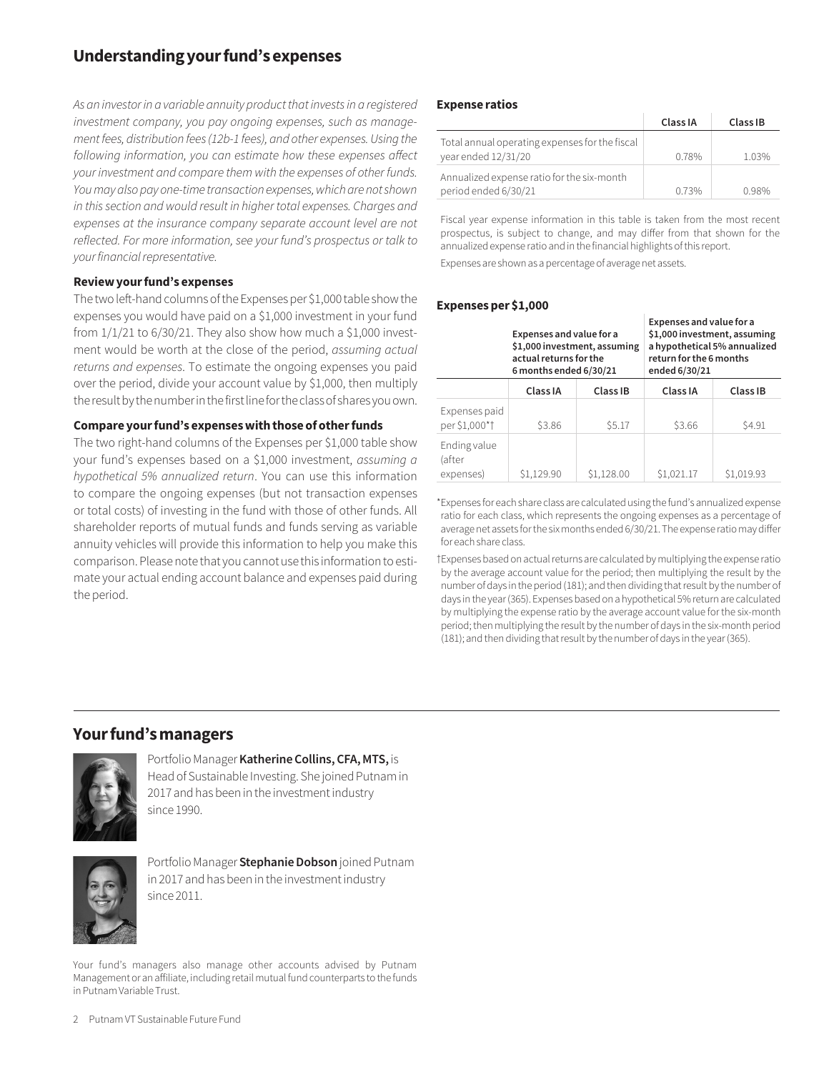## Understanding your fund's expenses

*As an investor in a variable annuity product that invests in a registered investment company, you pay ongoing expenses, such as management fees, distribution fees (12b-1 fees), and other expenses. Using the following information, you can estimate how these expenses affect your investment and compare them with the expenses of other funds. You may also pay one-time transaction expenses, which are not shown in this section and would result in higher total expenses. Charges and expenses at the insurance company separate account level are not reflected. For more information, see your fund's prospectus or talk to your financial representative.*

### Review your fund's expenses

The two left-hand columns of the Expenses per $1,000 table show the expenses you would have paid on a $1,000 investment in your fund from 1/1/21 to 6/30/21. They also show how much a $1,000 investment would be worth at the close of the period, *assuming actual returns and expenses*. To estimate the ongoing expenses you paid over the period, divide your account value by $1,000, then multiply the result by the number in the first line for the class of shares you own.

### Compare your fund's expenses with those of other funds

The two right-hand columns of the Expenses per $1,000 table show your fund's expenses based on a $1,000 investment, *assuming a hypothetical 5% annualized return*. You can use this information to compare the ongoing expenses (but not transaction expenses or total costs) of investing in the fund with those of other funds. All shareholder reports of mutual funds and funds serving as variable annuity vehicles will provide this information to help you make this comparison. Please note that you cannot use this information to estimate your actual ending account balance and expenses paid during the period.

### Expense ratios

| | Class IA | Class IB |
|---|---|---|
| Total annual operating expenses for the fiscal year ended 12/31/20 | 0.78% | 1.03% |
| Annualized expense ratio for the six-month period ended 6/30/21 | 0.73% | 0.98% |

Fiscal year expense information in this table is taken from the most recent prospectus, is subject to change, and may differ from that shown for the annualized expense ratio and in the financial highlights of this report.

Expenses are shown as a percentage of average net assets.

### Expenses per $1,000

| | Expenses and value for a $1,000 investment, assuming actual returns for the 6 months ended 6/30/21 | | Expenses and value for a $1,000 investment, assuming a hypothetical 5% annualized return for the 6 months ended 6/30/21 | |
|---|---|---|---|---|
| | Class IA | Class IB | Class IA | Class IB |
| Expenses paid per $1,000*† | $3.86 | $5.17 | $3.66 | $4.91 |
| Ending value (after expenses) | $1,129.90 | $1,128.00 | $1,021.17 | $1,019.93 |

*Expenses for each share class are calculated using the fund's annualized expense ratio for each class, which represents the ongoing expenses as a percentage of average net assets for the six months ended 6/30/21. The expense ratio may differ for each share class.

†Expenses based on actual returns are calculated by multiplying the expense ratio by the average account value for the period; then multiplying the result by the number of days in the period (181); and then dividing that result by the number of days in the year (365). Expenses based on a hypothetical 5% return are calculated by multiplying the expense ratio by the average account value for the six-month period; then multiplying the result by the number of days in the six-month period (181); and then dividing that result by the number of days in the year (365).

## Your fund's managers

Portfolio Manager **Katherine Collins, CFA, MTS,** is Head of Sustainable Investing. She joined Putnam in 2017 and has been in the investment industry since 1990.

Portfolio Manager **Stephanie Dobson** joined Putnam in 2017 and has been in the investment industry since 2011.

Your fund's managers also manage other accounts advised by Putnam Management or an affiliate, including retail mutual fund counterparts to the funds in Putnam Variable Trust.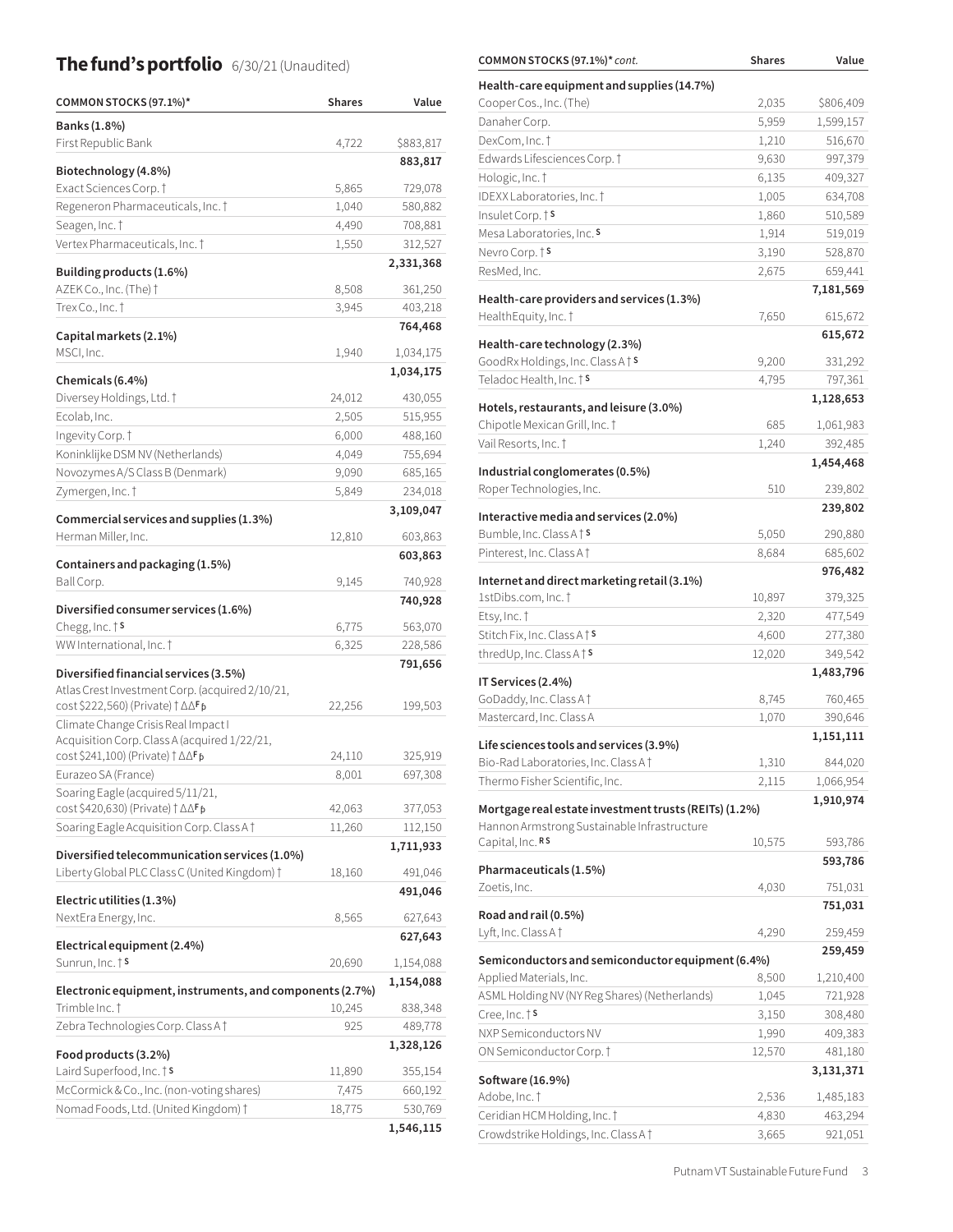## The fund's portfolio 6/30/21 (Unaudited)

| COMMON STOCKS (97.1%)* | Shares | Value |
|---|---|---|
| **Banks (1.8%)** | | |
| First Republic Bank | 4,722 | $883,817 |
| | | **883,817** |
| **Biotechnology (4.8%)** | | |
| Exact Sciences Corp. † | 5,865 | 729,078 |
| Regeneron Pharmaceuticals, Inc. † | 1,040 | 580,882 |
| Seagen, Inc. † | 4,490 | 708,881 |
| Vertex Pharmaceuticals, Inc. † | 1,550 | 312,527 |
| | | **2,331,368** |
| **Building products (1.6%)** | | |
| AZEK Co., Inc. (The) † | 8,508 | 361,250 |
| Trex Co., Inc. † | 3,945 | 403,218 |
| | | **764,468** |
| **Capital markets (2.1%)** | | |
| MSCI, Inc. | 1,940 | 1,034,175 |
| | | **1,034,175** |
| **Chemicals (6.4%)** | | |
| Diversey Holdings, Ltd. † | 24,012 | 430,055 |
| Ecolab, Inc. | 2,505 | 515,955 |
| Ingevity Corp. † | 6,000 | 488,160 |
| Koninklijke DSM NV (Netherlands) | 4,049 | 755,694 |
| Novozymes A/S Class B (Denmark) | 9,090 | 685,165 |
| Zymergen, Inc. † | 5,849 | 234,018 |
| | | **3,109,047** |
| **Commercial services and supplies (1.3%)** | | |
| Herman Miller, Inc. | 12,810 | 603,863 |
| | | **603,863** |
| **Containers and packaging (1.5%)** | | |
| Ball Corp. | 9,145 | 740,928 |
| | | **740,928** |
| **Diversified consumer services (1.6%)** | | |
| Chegg, Inc. † S | 6,775 | 563,070 |
| WW International, Inc. † | 6,325 | 228,586 |
| | | **791,656** |
| **Diversified financial services (3.5%)** | | |
| Atlas Crest Investment Corp. (acquired 2/10/21, cost $222,560) (Private) † ΔΔF ϸ | 22,256 | 199,503 |
| Climate Change Crisis Real Impact I Acquisition Corp. Class A (acquired 1/22/21, cost $241,100) (Private) † ΔΔF ϸ | 24,110 | 325,919 |
| Eurazeo SA (France) | 8,001 | 697,308 |
| Soaring Eagle (acquired 5/11/21, cost $420,630) (Private) † ΔΔF ϸ | 42,063 | 377,053 |
| Soaring Eagle Acquisition Corp. Class A † | 11,260 | 112,150 |
| | | **1,711,933** |
| **Diversified telecommunication services (1.0%)** | | |
| Liberty Global PLC Class C (United Kingdom) † | 18,160 | 491,046 |
| | | **491,046** |
| **Electric utilities (1.3%)** | | |
| NextEra Energy, Inc. | 8,565 | 627,643 |
| | | **627,643** |
| **Electrical equipment (2.4%)** | | |
| Sunrun, Inc. † S | 20,690 | 1,154,088 |
| | | **1,154,088** |
| **Electronic equipment, instruments, and components (2.7%)** | | |
| Trimble Inc. † | 10,245 | 838,348 |
| Zebra Technologies Corp. Class A † | 925 | 489,778 |
| | | **1,328,126** |
| **Food products (3.2%)** | | |
| Laird Superfood, Inc. † S | 11,890 | 355,154 |
| McCormick & Co., Inc. (non-voting shares) | 7,475 | 660,192 |
| Nomad Foods, Ltd. (United Kingdom) † | 18,775 | 530,769 |
| | | **1,546,115** |

| COMMON STOCKS (97.1%)* cont. | Shares | Value |
|---|---|---|
| **Health-care equipment and supplies (14.7%)** | | |
| Cooper Cos., Inc. (The) | 2,035 | $806,409 |
| Danaher Corp. | 5,959 | 1,599,157 |
| DexCom, Inc. † | 1,210 | 516,670 |
| Edwards Lifesciences Corp. † | 9,630 | 997,379 |
| Hologic, Inc. † | 6,135 | 409,327 |
| IDEXX Laboratories, Inc. † | 1,005 | 634,708 |
| Insulet Corp. † S | 1,860 | 510,589 |
| Mesa Laboratories, Inc. S | 1,914 | 519,019 |
| Nevro Corp. † S | 3,190 | 528,870 |
| ResMed, Inc. | 2,675 | 659,441 |
| | | **7,181,569** |
| **Health-care providers and services (1.3%)** | | |
| HealthEquity, Inc. † | 7,650 | 615,672 |
| | | **615,672** |
| **Health-care technology (2.3%)** | | |
| GoodRx Holdings, Inc. Class A † S | 9,200 | 331,292 |
| Teladoc Health, Inc. † S | 4,795 | 797,361 |
| | | **1,128,653** |
| **Hotels, restaurants, and leisure (3.0%)** | | |
| Chipotle Mexican Grill, Inc. † | 685 | 1,061,983 |
| Vail Resorts, Inc. † | 1,240 | 392,485 |
| | | **1,454,468** |
| **Industrial conglomerates (0.5%)** | | |
| Roper Technologies, Inc. | 510 | 239,802 |
| | | **239,802** |
| **Interactive media and services (2.0%)** | | |
| Bumble, Inc. Class A † S | 5,050 | 290,880 |
| Pinterest, Inc. Class A † | 8,684 | 685,602 |
| | | **976,482** |
| **Internet and direct marketing retail (3.1%)** | | |
| 1stDibs.com, Inc. † | 10,897 | 379,325 |
| Etsy, Inc. † | 2,320 | 477,549 |
| Stitch Fix, Inc. Class A † S | 4,600 | 277,380 |
| thredUp, Inc. Class A † S | 12,020 | 349,542 |
| | | **1,483,796** |
| **IT Services (2.4%)** | | |
| GoDaddy, Inc. Class A † | 8,745 | 760,465 |
| Mastercard, Inc. Class A | 1,070 | 390,646 |
| | | **1,151,111** |
| **Life sciences tools and services (3.9%)** | | |
| Bio-Rad Laboratories, Inc. Class A † | 1,310 | 844,020 |
| Thermo Fisher Scientific, Inc. | 2,115 | 1,066,954 |
| | | **1,910,974** |
| **Mortgage real estate investment trusts (REITs) (1.2%)** | | |
| Hannon Armstrong Sustainable Infrastructure Capital, Inc. R S | 10,575 | 593,786 |
| | | **593,786** |
| **Pharmaceuticals (1.5%)** | | |
| Zoetis, Inc. | 4,030 | 751,031 |
| | | **751,031** |
| **Road and rail (0.5%)** | | |
| Lyft, Inc. Class A † | 4,290 | 259,459 |
| | | **259,459** |
| **Semiconductors and semiconductor equipment (6.4%)** | | |
| Applied Materials, Inc. | 8,500 | 1,210,400 |
| ASML Holding NV (NY Reg Shares) (Netherlands) | 1,045 | 721,928 |
| Cree, Inc. † S | 3,150 | 308,480 |
| NXP Semiconductors NV | 1,990 | 409,383 |
| ON Semiconductor Corp. † | 12,570 | 481,180 |
| | | **3,131,371** |
| **Software (16.9%)** | | |
| Adobe, Inc. † | 2,536 | 1,485,183 |
| Ceridian HCM Holding, Inc. † | 4,830 | 463,294 |
| Crowdstrike Holdings, Inc. Class A † | 3,665 | 921,051 |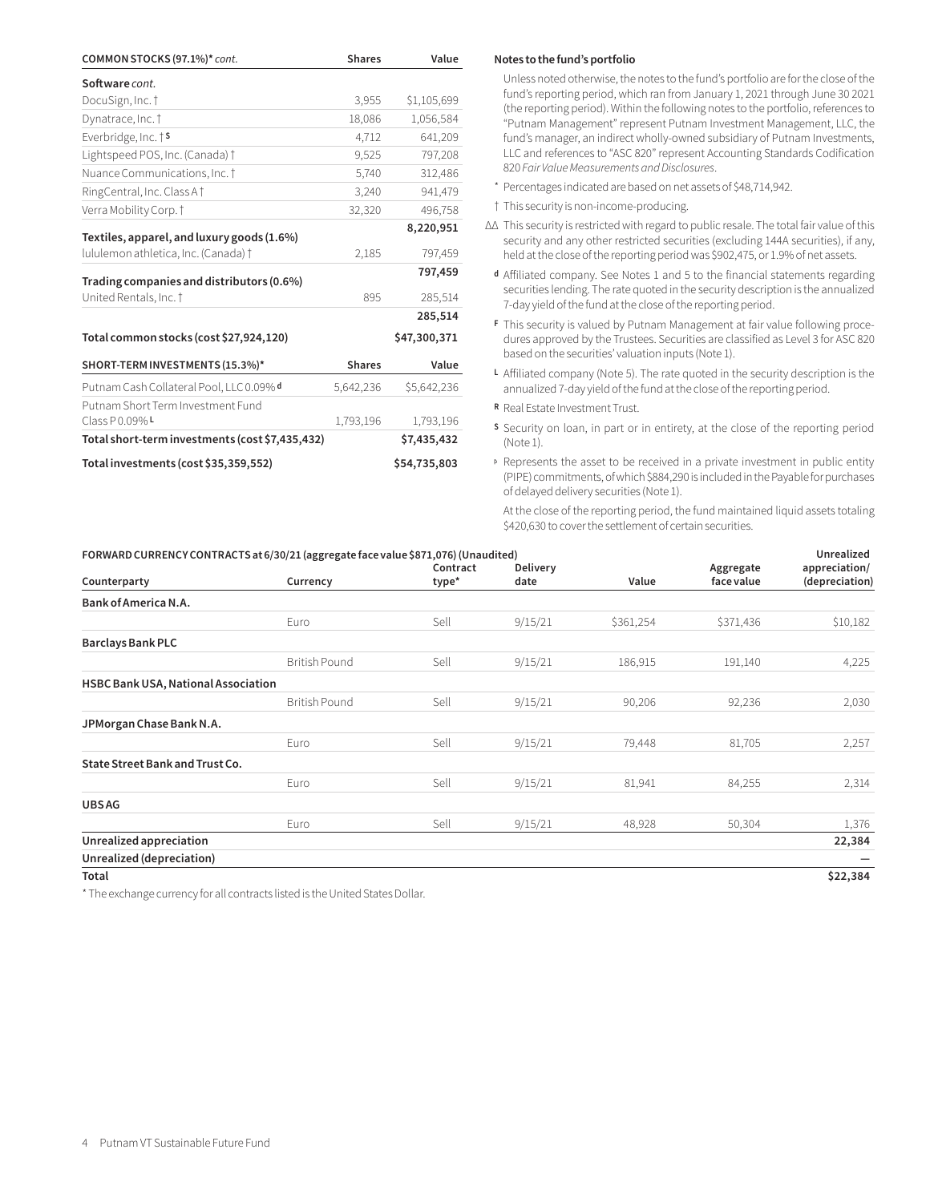| COMMON STOCKS (97.1%)* *cont.* | Shares | Value |
|---|---|---|
| **Software** *cont.* | | |
| DocuSign, Inc. † | 3,955 | $1,105,699 |
| Dynatrace, Inc. † | 18,086 | 1,056,584 |
| Everbridge, Inc. † S | 4,712 | 641,209 |
| Lightspeed POS, Inc. (Canada) † | 9,525 | 797,208 |
| Nuance Communications, Inc. † | 5,740 | 312,486 |
| RingCentral, Inc. Class A † | 3,240 | 941,479 |
| Verra Mobility Corp. † | 32,320 | 496,758 |
| | | **8,220,951** |
| **Textiles, apparel, and luxury goods (1.6%)** | | |
| lululemon athletica, Inc. (Canada) † | 2,185 | 797,459 |
| | | **797,459** |
| **Trading companies and distributors (0.6%)** | | |
| United Rentals, Inc. † | 895 | 285,514 |
| | | **285,514** |
| **Total common stocks (cost $27,924,120)** | | **$47,300,371** |

| SHORT-TERM INVESTMENTS (15.3%)* | Shares | Value |
|---|---|---|
| Putnam Cash Collateral Pool, LLC 0.09% d | 5,642,236 | $5,642,236 |
| Putnam Short Term Investment Fund Class P 0.09% L | 1,793,196 | 1,793,196 |
| **Total short-term investments (cost $7,435,432)** | | **$7,435,432** |
| **Total investments (cost $35,359,552)** | | **$54,735,803** |

**Notes to the fund's portfolio**

Unless noted otherwise, the notes to the fund's portfolio are for the close of the fund's reporting period, which ran from January 1, 2021 through June 30 2021 (the reporting period). Within the following notes to the portfolio, references to "Putnam Management" represent Putnam Investment Management, LLC, the fund's manager, an indirect wholly-owned subsidiary of Putnam Investments, LLC and references to "ASC 820" represent Accounting Standards Codification 820 *Fair Value Measurements and Disclosures*.

\* Percentages indicated are based on net assets of $48,714,942.

† This security is non-income-producing.

ΔΔ This security is restricted with regard to public resale. The total fair value of this security and any other restricted securities (excluding 144A securities), if any, held at the close of the reporting period was $902,475, or 1.9% of net assets.

d Affiliated company. See Notes 1 and 5 to the financial statements regarding securities lending. The rate quoted in the security description is the annualized 7-day yield of the fund at the close of the reporting period.

F This security is valued by Putnam Management at fair value following procedures approved by the Trustees. Securities are classified as Level 3 for ASC 820 based on the securities' valuation inputs (Note 1).

L Affiliated company (Note 5). The rate quoted in the security description is the annualized 7-day yield of the fund at the close of the reporting period.

R Real Estate Investment Trust.

S Security on loan, in part or in entirety, at the close of the reporting period (Note 1).

Þ Represents the asset to be received in a private investment in public entity (PIPE) commitments, of which $884,290 is included in the Payable for purchases of delayed delivery securities (Note 1).

At the close of the reporting period, the fund maintained liquid assets totaling $420,630 to cover the settlement of certain securities.

**FORWARD CURRENCY CONTRACTS at 6/30/21 (aggregate face value $871,076) (Unaudited)**

| Counterparty | Currency | Contract type* | Delivery date | Value | Aggregate face value | Unrealized appreciation/ (depreciation) |
|---|---|---|---|---|---|---|
| **Bank of America N.A.** | | | | | | |
| | Euro | Sell | 9/15/21 | $361,254 | $371,436 | $10,182 |
| **Barclays Bank PLC** | | | | | | |
| | British Pound | Sell | 9/15/21 | 186,915 | 191,140 | 4,225 |
| **HSBC Bank USA, National Association** | | | | | | |
| | British Pound | Sell | 9/15/21 | 90,206 | 92,236 | 2,030 |
| **JPMorgan Chase Bank N.A.** | | | | | | |
| | Euro | Sell | 9/15/21 | 79,448 | 81,705 | 2,257 |
| **State Street Bank and Trust Co.** | | | | | | |
| | Euro | Sell | 9/15/21 | 81,941 | 84,255 | 2,314 |
| **UBS AG** | | | | | | |
| | Euro | Sell | 9/15/21 | 48,928 | 50,304 | 1,376 |
| **Unrealized appreciation** | | | | | | **22,384** |
| **Unrealized (depreciation)** | | | | | | — |
| **Total** | | | | | | **$22,384** |

\* The exchange currency for all contracts listed is the United States Dollar.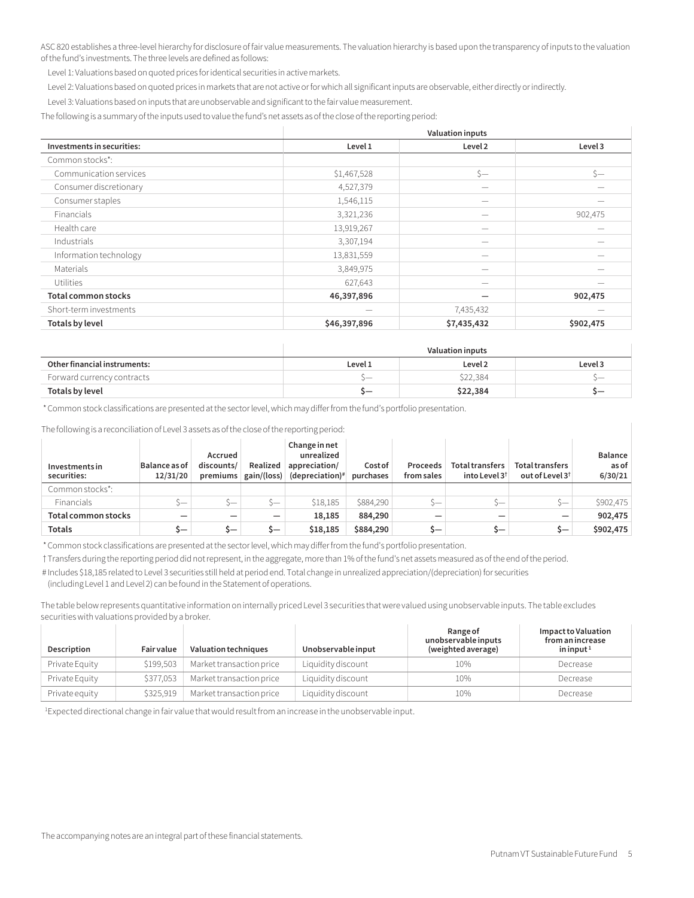ASC 820 establishes a three-level hierarchy for disclosure of fair value measurements. The valuation hierarchy is based upon the transparency of inputs to the valuation of the fund's investments. The three levels are defined as follows:

Level 1: Valuations based on quoted prices for identical securities in active markets.

Level 2: Valuations based on quoted prices in markets that are not active or for which all significant inputs are observable, either directly or indirectly.

Level 3: Valuations based on inputs that are unobservable and significant to the fair value measurement.

The following is a summary of the inputs used to value the fund's net assets as of the close of the reporting period:

| | Valuation inputs | | |
|---|---|---|---|
| **Investments in securities:** | **Level 1** | **Level 2** | **Level 3** |
| Common stocks*: | | | |
| Communication services | $1,467,528 | $— | $— |
| Consumer discretionary | 4,527,379 | — | — |
| Consumer staples | 1,546,115 | — | — |
| Financials | 3,321,236 | — | 902,475 |
| Health care | 13,919,267 | — | — |
| Industrials | 3,307,194 | — | — |
| Information technology | 13,831,559 | — | — |
| Materials | 3,849,975 | — | — |
| Utilities | 627,643 | — | — |
| **Total common stocks** | **46,397,896** | **—** | **902,475** |
| Short-term investments | — | 7,435,432 | — |
| **Totals by level** | **$46,397,896** | **$7,435,432** | **$902,475** |

| | Valuation inputs | | |
|---|---|---|---|
| **Other financial instruments:** | **Level 1** | **Level 2** | **Level 3** |
| Forward currency contracts | $— | $22,384 | $— |
| **Totals by level** | **$—** | **$22,384** | **$—** |

\* Common stock classifications are presented at the sector level, which may differ from the fund's portfolio presentation.

The following is a reconciliation of Level 3 assets as of the close of the reporting period:

| Investments in securities: | Balance as of 12/31/20 | Accrued discounts/ premiums | Realized gain/(loss) | Change in net unrealized appreciation/ (depreciation)# | Cost of purchases | Proceeds from sales | Total transfers into Level 3† | Total transfers out of Level 3† | Balance as of 6/30/21 |
|---|---|---|---|---|---|---|---|---|---|
| Common stocks*: | | | | | | | | | |
| Financials | $— | $— | $— | $18,185 | $884,290 | $— | $— | $— | $902,475 |
| **Total common stocks** | **—** | **—** | **—** | **18,185** | **884,290** | **—** | **—** | **—** | **902,475** |
| **Totals** | **$—** | **$—** | **$—** | **$18,185** | **$884,290** | **$—** | **$—** | **$—** | **$902,475** |

\* Common stock classifications are presented at the sector level, which may differ from the fund's portfolio presentation.

† Transfers during the reporting period did not represent, in the aggregate, more than 1% of the fund's net assets measured as of the end of the period.

# Includes $18,185 related to Level 3 securities still held at period end. Total change in unrealized appreciation/(depreciation) for securities (including Level 1 and Level 2) can be found in the Statement of operations.

The table below represents quantitative information on internally priced Level 3 securities that were valued using unobservable inputs. The table excludes securities with valuations provided by a broker.

| Description | Fair value | Valuation techniques | Unobservable input | Range of unobservable inputs (weighted average) | Impact to Valuation from an increase in input[1] |
|---|---|---|---|---|---|
| Private Equity | $199,503 | Market transaction price | Liquidity discount | 10% | Decrease |
| Private Equity | $377,053 | Market transaction price | Liquidity discount | 10% | Decrease |
| Private equity | $325,919 | Market transaction price | Liquidity discount | 10% | Decrease |

[1]Expected directional change in fair value that would result from an increase in the unobservable input.

The accompanying notes are an integral part of these financial statements.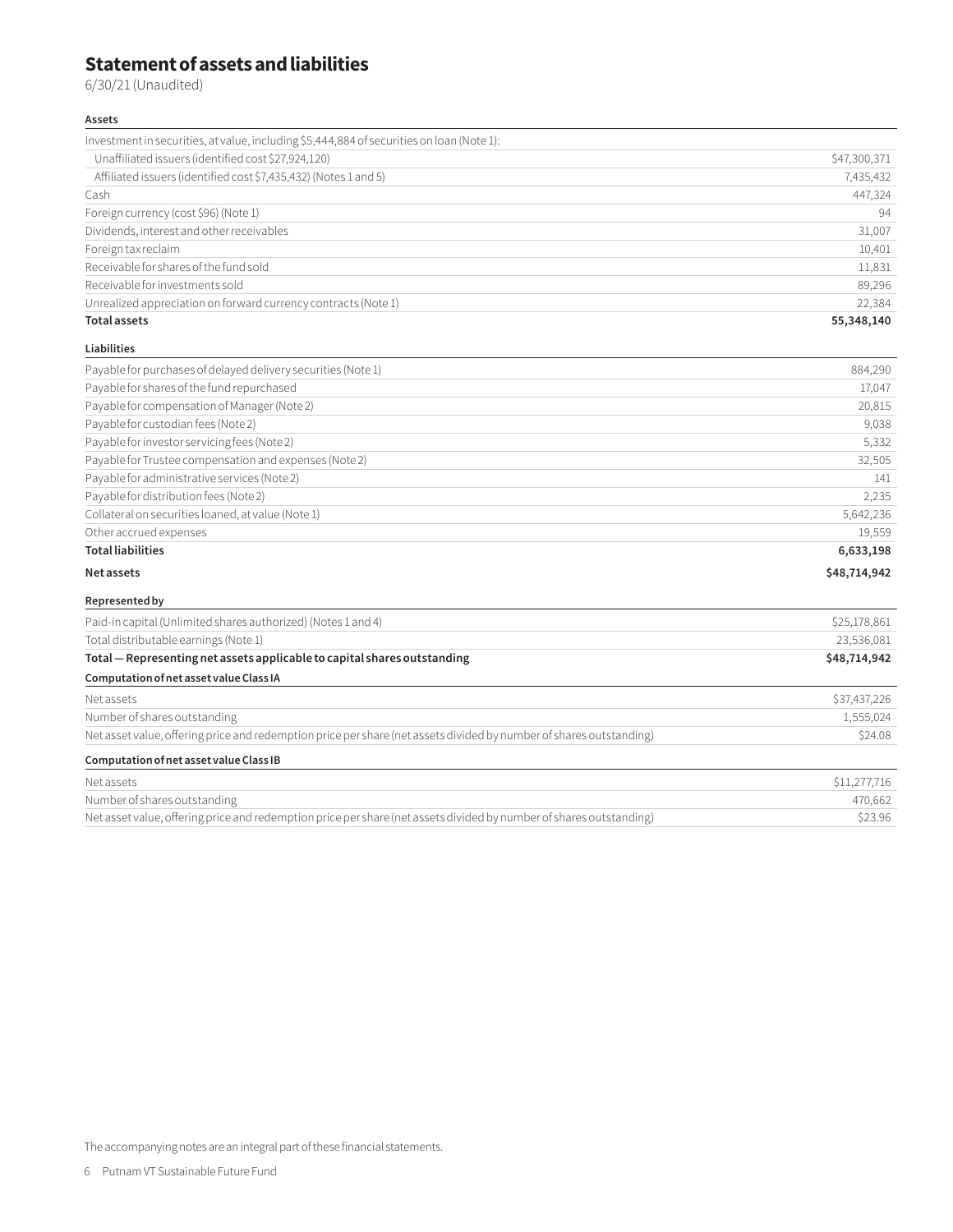# Statement of assets and liabilities

6/30/21 (Unaudited)

| **Assets** | |
|---|---|
| Investment in securities, at value, including $5,444,884 of securities on loan (Note 1): | |
| Unaffiliated issuers (identified cost $27,924,120) | $47,300,371 |
| Affiliated issuers (identified cost $7,435,432) (Notes 1 and 5) | 7,435,432 |
| Cash | 447,324 |
| Foreign currency (cost $96) (Note 1) | 94 |
| Dividends, interest and other receivables | 31,007 |
| Foreign tax reclaim | 10,401 |
| Receivable for shares of the fund sold | 11,831 |
| Receivable for investments sold | 89,296 |
| Unrealized appreciation on forward currency contracts (Note 1) | 22,384 |
| **Total assets** | **55,348,140** |

| **Liabilities** | |
|---|---|
| Payable for purchases of delayed delivery securities (Note 1) | 884,290 |
| Payable for shares of the fund repurchased | 17,047 |
| Payable for compensation of Manager (Note 2) | 20,815 |
| Payable for custodian fees (Note 2) | 9,038 |
| Payable for investor servicing fees (Note 2) | 5,332 |
| Payable for Trustee compensation and expenses (Note 2) | 32,505 |
| Payable for administrative services (Note 2) | 141 |
| Payable for distribution fees (Note 2) | 2,235 |
| Collateral on securities loaned, at value (Note 1) | 5,642,236 |
| Other accrued expenses | 19,559 |
| **Total liabilities** | **6,633,198** |
| **Net assets** | **$48,714,942** |

| **Represented by** | |
|---|---|
| Paid-in capital (Unlimited shares authorized) (Notes 1 and 4) | $25,178,861 |
| Total distributable earnings (Note 1) | 23,536,081 |
| **Total — Representing net assets applicable to capital shares outstanding** | **$48,714,942** |

| **Computation of net asset value Class IA** | |
|---|---|
| Net assets | $37,437,226 |
| Number of shares outstanding | 1,555,024 |
| Net asset value, offering price and redemption price per share (net assets divided by number of shares outstanding) | $24.08 |

| **Computation of net asset value Class IB** | |
|---|---|
| Net assets | $11,277,716 |
| Number of shares outstanding | 470,662 |
| Net asset value, offering price and redemption price per share (net assets divided by number of shares outstanding) | $23.96 |

The accompanying notes are an integral part of these financial statements.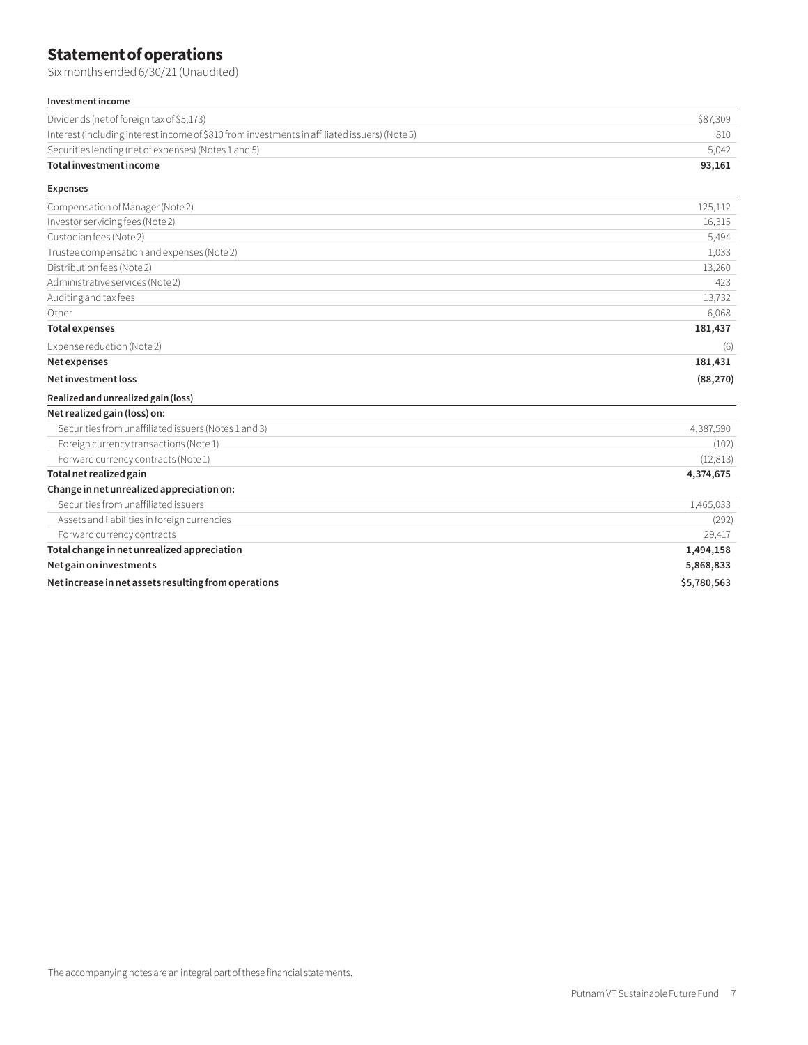# Statement of operations

Six months ended 6/30/21 (Unaudited)

| **Investment income** | |
|---|---|
| Dividends (net of foreign tax of $5,173) | $87,309 |
| Interest (including interest income of $810 from investments in affiliated issuers) (Note 5) | 810 |
| Securities lending (net of expenses) (Notes 1 and 5) | 5,042 |
| **Total investment income** | **93,161** |
| **Expenses** | |
| Compensation of Manager (Note 2) | 125,112 |
| Investor servicing fees (Note 2) | 16,315 |
| Custodian fees (Note 2) | 5,494 |
| Trustee compensation and expenses (Note 2) | 1,033 |
| Distribution fees (Note 2) | 13,260 |
| Administrative services (Note 2) | 423 |
| Auditing and tax fees | 13,732 |
| Other | 6,068 |
| **Total expenses** | **181,437** |
| Expense reduction (Note 2) | (6) |
| **Net expenses** | **181,431** |
| **Net investment loss** | **(88,270)** |
| **Realized and unrealized gain (loss)** | |
| **Net realized gain (loss) on:** | |
| Securities from unaffiliated issuers (Notes 1 and 3) | 4,387,590 |
| Foreign currency transactions (Note 1) | (102) |
| Forward currency contracts (Note 1) | (12,813) |
| **Total net realized gain** | **4,374,675** |
| **Change in net unrealized appreciation on:** | |
| Securities from unaffiliated issuers | 1,465,033 |
| Assets and liabilities in foreign currencies | (292) |
| Forward currency contracts | 29,417 |
| **Total change in net unrealized appreciation** | **1,494,158** |
| **Net gain on investments** | **5,868,833** |
| **Net increase in net assets resulting from operations** | **$5,780,563** |

The accompanying notes are an integral part of these financial statements.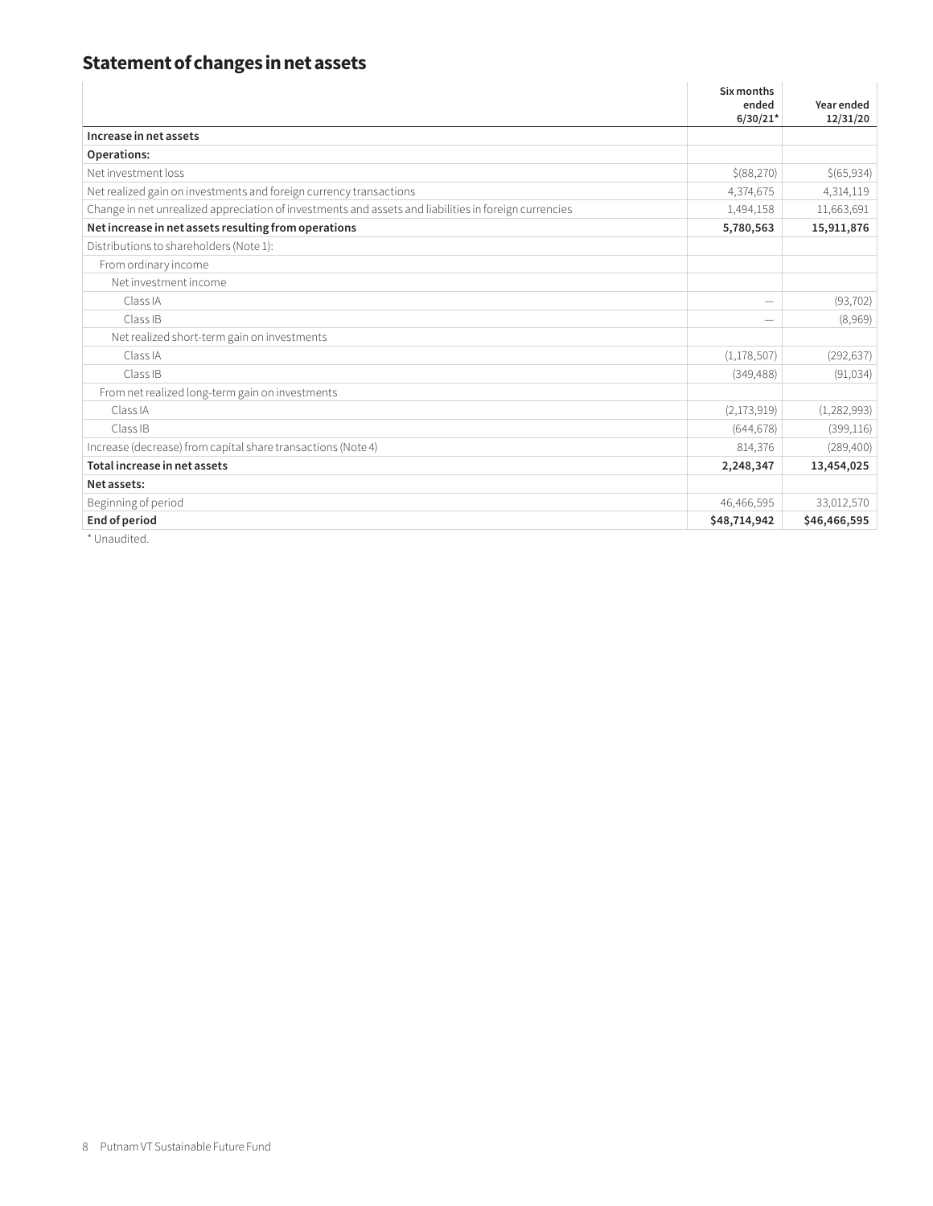## Statement of changes in net assets

| | Six months ended 6/30/21* | Year ended 12/31/20 |
|---|---|---|
| **Increase in net assets** | | |
| **Operations:** | | |
| Net investment loss | $(88,270) | $(65,934) |
| Net realized gain on investments and foreign currency transactions | 4,374,675 | 4,314,119 |
| Change in net unrealized appreciation of investments and assets and liabilities in foreign currencies | 1,494,158 | 11,663,691 |
| **Net increase in net assets resulting from operations** | **5,780,563** | **15,911,876** |
| Distributions to shareholders (Note 1): | | |
| From ordinary income | | |
| Net investment income | | |
| Class IA | — | (93,702) |
| Class IB | — | (8,969) |
| Net realized short-term gain on investments | | |
| Class IA | (1,178,507) | (292,637) |
| Class IB | (349,488) | (91,034) |
| From net realized long-term gain on investments | | |
| Class IA | (2,173,919) | (1,282,993) |
| Class IB | (644,678) | (399,116) |
| Increase (decrease) from capital share transactions (Note 4) | 814,376 | (289,400) |
| **Total increase in net assets** | **2,248,347** | **13,454,025** |
| **Net assets:** | | |
| Beginning of period | 46,466,595 | 33,012,570 |
| **End of period** | **$48,714,942** | **$46,466,595** |

* Unaudited.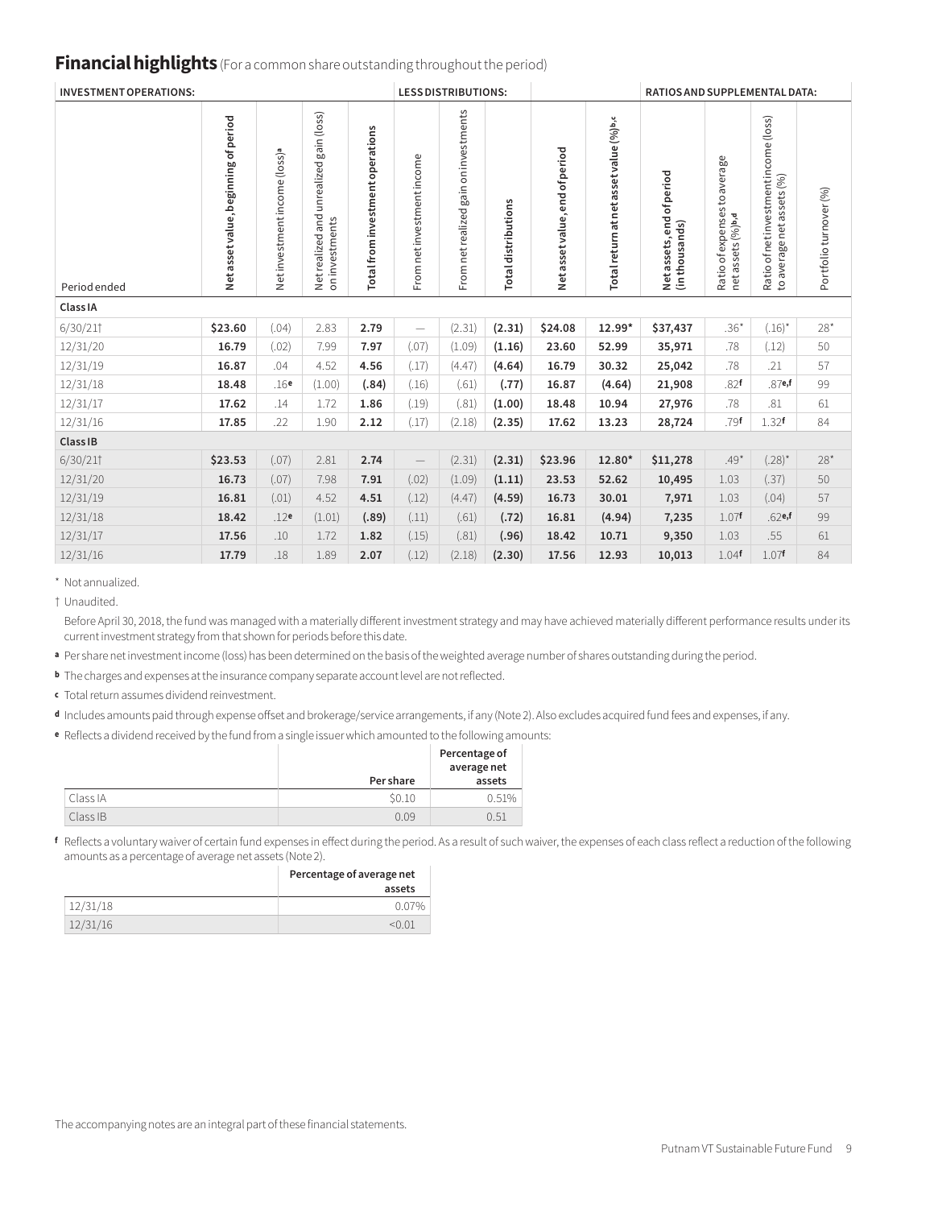## Financial highlights (For a common share outstanding throughout the period)

| INVESTMENT OPERATIONS: | | | | | LESS DISTRIBUTIONS: | | | | | RATIOS AND SUPPLEMENTAL DATA: | | | |
|---|---|---|---|---|---|---|---|---|---|---|---|---|---|
| Period ended | Net asset value, beginning of period | Net investment income (loss)[a] | Net realized and unrealized gain (loss) on investments | Total from investment operations | From net investment income | From net realized gain on investments | Total distributions | Net asset value, end of period | Total return at net asset value (%)[b,c] | Net assets, end of period (in thousands) | Ratio of expenses to average net assets (%)[b,d] | Ratio of net investment income (loss) to average net assets (%) | Portfolio turnover (%) |
| **Class IA** | | | | | | | | | | | | | |
| 6/30/21† | **$23.60** | (.04) | 2.83 | **2.79** | — | (2.31) | **(2.31)** | **$24.08** | **12.99*** | **$37,437** | .36* | (.16)* | 28* |
| 12/31/20 | **16.79** | (.02) | 7.99 | **7.97** | (.07) | (1.09) | **(1.16)** | **23.60** | **52.99** | **35,971** | .78 | (.12) | 50 |
| 12/31/19 | **16.87** | .04 | 4.52 | **4.56** | (.17) | (4.47) | **(4.64)** | **16.79** | **30.32** | **25,042** | .78 | .21 | 57 |
| 12/31/18 | **18.48** | .16[e] | (1.00) | **(.84)** | (.16) | (.61) | **(.77)** | **16.87** | **(4.64)** | **21,908** | .82[f] | .87[e,f] | 99 |
| 12/31/17 | **17.62** | .14 | 1.72 | **1.86** | (.19) | (.81) | **(1.00)** | **18.48** | **10.94** | **27,976** | .78 | .81 | 61 |
| 12/31/16 | **17.85** | .22 | 1.90 | **2.12** | (.17) | (2.18) | **(2.35)** | **17.62** | **13.23** | **28,724** | .79[f] | 1.32[f] | 84 |
| **Class IB** | | | | | | | | | | | | | |
| 6/30/21† | **$23.53** | (.07) | 2.81 | **2.74** | — | (2.31) | **(2.31)** | **$23.96** | **12.80*** | **$11,278** | .49* | (.28)* | 28* |
| 12/31/20 | **16.73** | (.07) | 7.98 | **7.91** | (.02) | (1.09) | **(1.11)** | **23.53** | **52.62** | **10,495** | 1.03 | (.37) | 50 |
| 12/31/19 | **16.81** | (.01) | 4.52 | **4.51** | (.12) | (4.47) | **(4.59)** | **16.73** | **30.01** | **7,971** | 1.03 | (.04) | 57 |
| 12/31/18 | **18.42** | .12[e] | (1.01) | **(.89)** | (.11) | (.61) | **(.72)** | **16.81** | **(4.94)** | **7,235** | 1.07[f] | .62[e,f] | 99 |
| 12/31/17 | **17.56** | .10 | 1.72 | **1.82** | (.15) | (.81) | **(.96)** | **18.42** | **10.71** | **9,350** | 1.03 | .55 | 61 |
| 12/31/16 | **17.79** | .18 | 1.89 | **2.07** | (.12) | (2.18) | **(2.30)** | **17.56** | **12.93** | **10,013** | 1.04[f] | 1.07[f] | 84 |

\* Not annualized.

† Unaudited.

Before April 30, 2018, the fund was managed with a materially different investment strategy and may have achieved materially different performance results under its current investment strategy from that shown for periods before this date.

[a] Per share net investment income (loss) has been determined on the basis of the weighted average number of shares outstanding during the period.

[b] The charges and expenses at the insurance company separate account level are not reflected.

[c] Total return assumes dividend reinvestment.

[d] Includes amounts paid through expense offset and brokerage/service arrangements, if any (Note 2). Also excludes acquired fund fees and expenses, if any.

[e] Reflects a dividend received by the fund from a single issuer which amounted to the following amounts:

| | Per share | Percentage of average net assets |
|---|---|---|
| Class IA | $0.10 | 0.51% |
| Class IB | 0.09 | 0.51 |

[f] Reflects a voluntary waiver of certain fund expenses in effect during the period. As a result of such waiver, the expenses of each class reflect a reduction of the following amounts as a percentage of average net assets (Note 2).

| | Percentage of average net assets |
|---|---|
| 12/31/18 | 0.07% |
| 12/31/16 | <0.01 |

The accompanying notes are an integral part of these financial statements.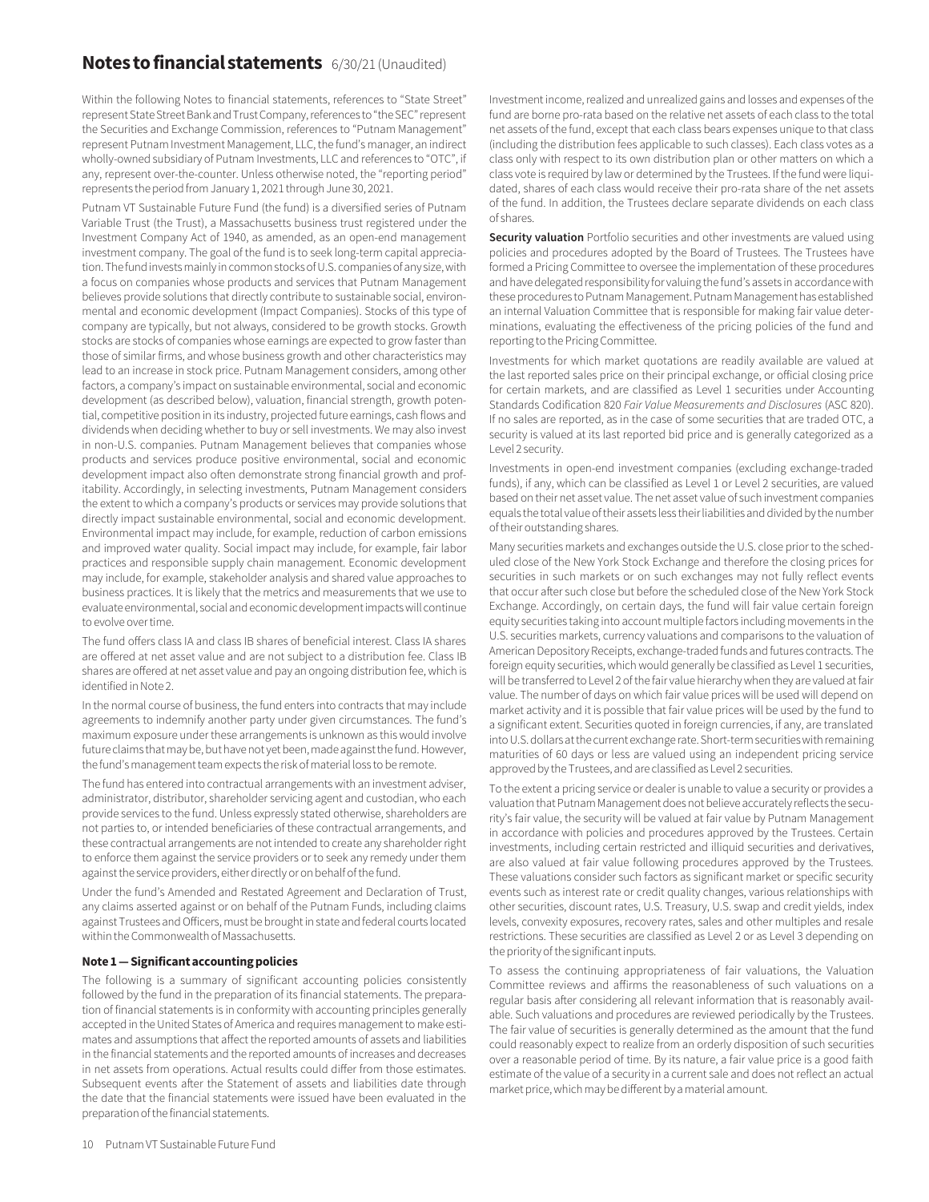## Notes to financial statements 6/30/21 (Unaudited)

Within the following Notes to financial statements, references to "State Street" represent State Street Bank and Trust Company, references to "the SEC" represent the Securities and Exchange Commission, references to "Putnam Management" represent Putnam Investment Management, LLC, the fund's manager, an indirect wholly-owned subsidiary of Putnam Investments, LLC and references to "OTC", if any, represent over-the-counter. Unless otherwise noted, the "reporting period" represents the period from January 1, 2021 through June 30, 2021.

Putnam VT Sustainable Future Fund (the fund) is a diversified series of Putnam Variable Trust (the Trust), a Massachusetts business trust registered under the Investment Company Act of 1940, as amended, as an open-end management investment company. The goal of the fund is to seek long-term capital appreciation. The fund invests mainly in common stocks of U.S. companies of any size, with a focus on companies whose products and services that Putnam Management believes provide solutions that directly contribute to sustainable social, environmental and economic development (Impact Companies). Stocks of this type of company are typically, but not always, considered to be growth stocks. Growth stocks are stocks of companies whose earnings are expected to grow faster than those of similar firms, and whose business growth and other characteristics may lead to an increase in stock price. Putnam Management considers, among other factors, a company's impact on sustainable environmental, social and economic development (as described below), valuation, financial strength, growth potential, competitive position in its industry, projected future earnings, cash flows and dividends when deciding whether to buy or sell investments. We may also invest in non-U.S. companies. Putnam Management believes that companies whose products and services produce positive environmental, social and economic development impact also often demonstrate strong financial growth and profitability. Accordingly, in selecting investments, Putnam Management considers the extent to which a company's products or services may provide solutions that directly impact sustainable environmental, social and economic development. Environmental impact may include, for example, reduction of carbon emissions and improved water quality. Social impact may include, for example, fair labor practices and responsible supply chain management. Economic development may include, for example, stakeholder analysis and shared value approaches to business practices. It is likely that the metrics and measurements that we use to evaluate environmental, social and economic development impacts will continue to evolve over time.

The fund offers class IA and class IB shares of beneficial interest. Class IA shares are offered at net asset value and are not subject to a distribution fee. Class IB shares are offered at net asset value and pay an ongoing distribution fee, which is identified in Note 2.

In the normal course of business, the fund enters into contracts that may include agreements to indemnify another party under given circumstances. The fund's maximum exposure under these arrangements is unknown as this would involve future claims that may be, but have not yet been, made against the fund. However, the fund's management team expects the risk of material loss to be remote.

The fund has entered into contractual arrangements with an investment adviser, administrator, distributor, shareholder servicing agent and custodian, who each provide services to the fund. Unless expressly stated otherwise, shareholders are not parties to, or intended beneficiaries of these contractual arrangements, and these contractual arrangements are not intended to create any shareholder right to enforce them against the service providers or to seek any remedy under them against the service providers, either directly or on behalf of the fund.

Under the fund's Amended and Restated Agreement and Declaration of Trust, any claims asserted against or on behalf of the Putnam Funds, including claims against Trustees and Officers, must be brought in state and federal courts located within the Commonwealth of Massachusetts.

### Note 1 — Significant accounting policies

The following is a summary of significant accounting policies consistently followed by the fund in the preparation of its financial statements. The preparation of financial statements is in conformity with accounting principles generally accepted in the United States of America and requires management to make estimates and assumptions that affect the reported amounts of assets and liabilities in the financial statements and the reported amounts of increases and decreases in net assets from operations. Actual results could differ from those estimates. Subsequent events after the Statement of assets and liabilities date through the date that the financial statements were issued have been evaluated in the preparation of the financial statements.

Investment income, realized and unrealized gains and losses and expenses of the fund are borne pro-rata based on the relative net assets of each class to the total net assets of the fund, except that each class bears expenses unique to that class (including the distribution fees applicable to such classes). Each class votes as a class only with respect to its own distribution plan or other matters on which a class vote is required by law or determined by the Trustees. If the fund were liquidated, shares of each class would receive their pro-rata share of the net assets of the fund. In addition, the Trustees declare separate dividends on each class of shares.

**Security valuation** Portfolio securities and other investments are valued using policies and procedures adopted by the Board of Trustees. The Trustees have formed a Pricing Committee to oversee the implementation of these procedures and have delegated responsibility for valuing the fund's assets in accordance with these procedures to Putnam Management. Putnam Management has established an internal Valuation Committee that is responsible for making fair value determinations, evaluating the effectiveness of the pricing policies of the fund and reporting to the Pricing Committee.

Investments for which market quotations are readily available are valued at the last reported sales price on their principal exchange, or official closing price for certain markets, and are classified as Level 1 securities under Accounting Standards Codification 820 *Fair Value Measurements and Disclosures* (ASC 820). If no sales are reported, as in the case of some securities that are traded OTC, a security is valued at its last reported bid price and is generally categorized as a Level 2 security.

Investments in open-end investment companies (excluding exchange-traded funds), if any, which can be classified as Level 1 or Level 2 securities, are valued based on their net asset value. The net asset value of such investment companies equals the total value of their assets less their liabilities and divided by the number of their outstanding shares.

Many securities markets and exchanges outside the U.S. close prior to the scheduled close of the New York Stock Exchange and therefore the closing prices for securities in such markets or on such exchanges may not fully reflect events that occur after such close but before the scheduled close of the New York Stock Exchange. Accordingly, on certain days, the fund will fair value certain foreign equity securities taking into account multiple factors including movements in the U.S. securities markets, currency valuations and comparisons to the valuation of American Depository Receipts, exchange-traded funds and futures contracts. The foreign equity securities, which would generally be classified as Level 1 securities, will be transferred to Level 2 of the fair value hierarchy when they are valued at fair value. The number of days on which fair value prices will be used will depend on market activity and it is possible that fair value prices will be used by the fund to a significant extent. Securities quoted in foreign currencies, if any, are translated into U.S. dollars at the current exchange rate. Short-term securities with remaining maturities of 60 days or less are valued using an independent pricing service approved by the Trustees, and are classified as Level 2 securities.

To the extent a pricing service or dealer is unable to value a security or provides a valuation that Putnam Management does not believe accurately reflects the security's fair value, the security will be valued at fair value by Putnam Management in accordance with policies and procedures approved by the Trustees. Certain investments, including certain restricted and illiquid securities and derivatives, are also valued at fair value following procedures approved by the Trustees. These valuations consider such factors as significant market or specific security events such as interest rate or credit quality changes, various relationships with other securities, discount rates, U.S. Treasury, U.S. swap and credit yields, index levels, convexity exposures, recovery rates, sales and other multiples and resale restrictions. These securities are classified as Level 2 or as Level 3 depending on the priority of the significant inputs.

To assess the continuing appropriateness of fair valuations, the Valuation Committee reviews and affirms the reasonableness of such valuations on a regular basis after considering all relevant information that is reasonably available. Such valuations and procedures are reviewed periodically by the Trustees. The fair value of securities is generally determined as the amount that the fund could reasonably expect to realize from an orderly disposition of such securities over a reasonable period of time. By its nature, a fair value price is a good faith estimate of the value of a security in a current sale and does not reflect an actual market price, which may be different by a material amount.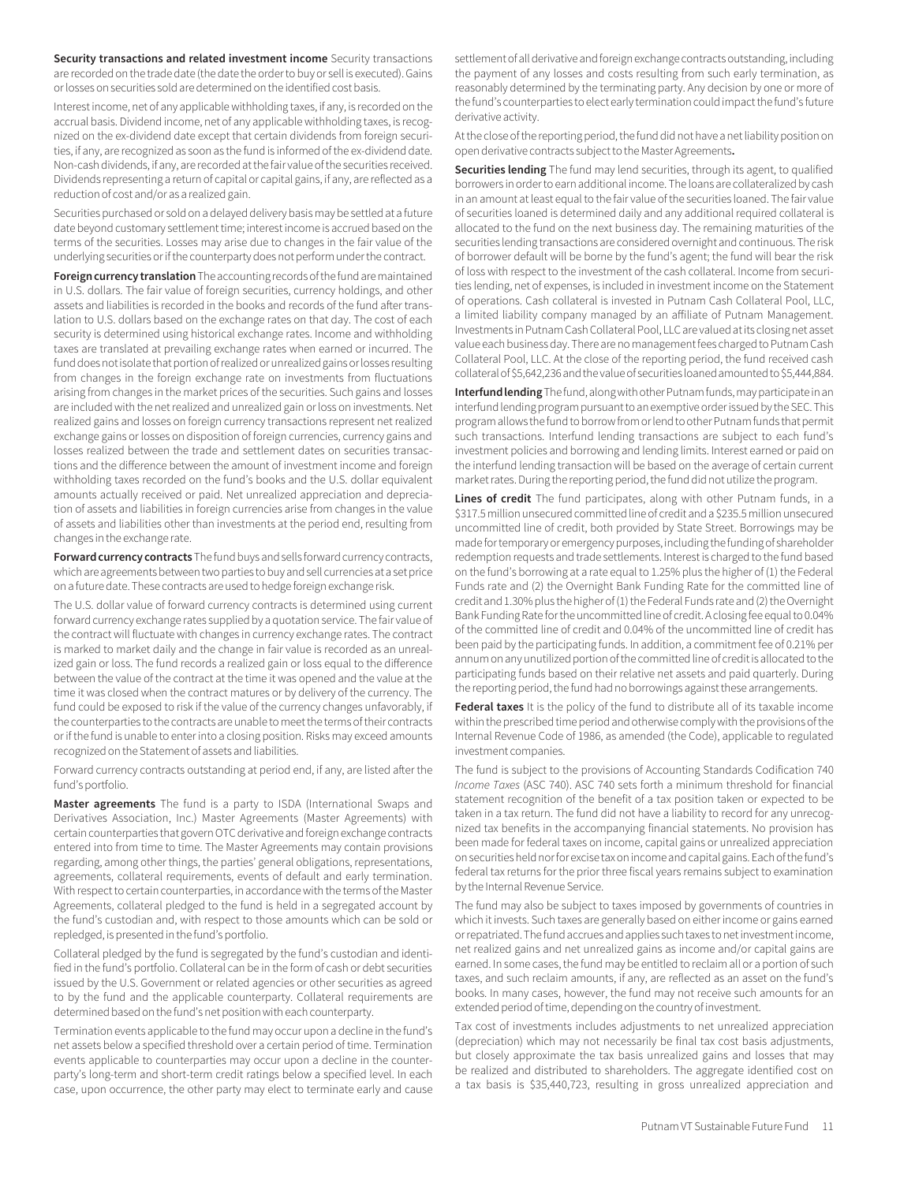**Security transactions and related investment income** Security transactions are recorded on the trade date (the date the order to buy or sell is executed). Gains or losses on securities sold are determined on the identified cost basis.

Interest income, net of any applicable withholding taxes, if any, is recorded on the accrual basis. Dividend income, net of any applicable withholding taxes, is recognized on the ex-dividend date except that certain dividends from foreign securities, if any, are recognized as soon as the fund is informed of the ex-dividend date. Non-cash dividends, if any, are recorded at the fair value of the securities received. Dividends representing a return of capital or capital gains, if any, are reflected as a reduction of cost and/or as a realized gain.

Securities purchased or sold on a delayed delivery basis may be settled at a future date beyond customary settlement time; interest income is accrued based on the terms of the securities. Losses may arise due to changes in the fair value of the underlying securities or if the counterparty does not perform under the contract.

**Foreign currency translation** The accounting records of the fund are maintained in U.S. dollars. The fair value of foreign securities, currency holdings, and other assets and liabilities is recorded in the books and records of the fund after translation to U.S. dollars based on the exchange rates on that day. The cost of each security is determined using historical exchange rates. Income and withholding taxes are translated at prevailing exchange rates when earned or incurred. The fund does not isolate that portion of realized or unrealized gains or losses resulting from changes in the foreign exchange rate on investments from fluctuations arising from changes in the market prices of the securities. Such gains and losses are included with the net realized and unrealized gain or loss on investments. Net realized gains and losses on foreign currency transactions represent net realized exchange gains or losses on disposition of foreign currencies, currency gains and losses realized between the trade and settlement dates on securities transactions and the difference between the amount of investment income and foreign withholding taxes recorded on the fund's books and the U.S. dollar equivalent amounts actually received or paid. Net unrealized appreciation and depreciation of assets and liabilities in foreign currencies arise from changes in the value of assets and liabilities other than investments at the period end, resulting from changes in the exchange rate.

**Forward currency contracts** The fund buys and sells forward currency contracts, which are agreements between two parties to buy and sell currencies at a set price on a future date. These contracts are used to hedge foreign exchange risk.

The U.S. dollar value of forward currency contracts is determined using current forward currency exchange rates supplied by a quotation service. The fair value of the contract will fluctuate with changes in currency exchange rates. The contract is marked to market daily and the change in fair value is recorded as an unrealized gain or loss. The fund records a realized gain or loss equal to the difference between the value of the contract at the time it was opened and the value at the time it was closed when the contract matures or by delivery of the currency. The fund could be exposed to risk if the value of the currency changes unfavorably, if the counterparties to the contracts are unable to meet the terms of their contracts or if the fund is unable to enter into a closing position. Risks may exceed amounts recognized on the Statement of assets and liabilities.

Forward currency contracts outstanding at period end, if any, are listed after the fund's portfolio.

**Master agreements** The fund is a party to ISDA (International Swaps and Derivatives Association, Inc.) Master Agreements (Master Agreements) with certain counterparties that govern OTC derivative and foreign exchange contracts entered into from time to time. The Master Agreements may contain provisions regarding, among other things, the parties' general obligations, representations, agreements, collateral requirements, events of default and early termination. With respect to certain counterparties, in accordance with the terms of the Master Agreements, collateral pledged to the fund is held in a segregated account by the fund's custodian and, with respect to those amounts which can be sold or repledged, is presented in the fund's portfolio.

Collateral pledged by the fund is segregated by the fund's custodian and identified in the fund's portfolio. Collateral can be in the form of cash or debt securities issued by the U.S. Government or related agencies or other securities as agreed to by the fund and the applicable counterparty. Collateral requirements are determined based on the fund's net position with each counterparty.

Termination events applicable to the fund may occur upon a decline in the fund's net assets below a specified threshold over a certain period of time. Termination events applicable to counterparties may occur upon a decline in the counterparty's long-term and short-term credit ratings below a specified level. In each case, upon occurrence, the other party may elect to terminate early and cause settlement of all derivative and foreign exchange contracts outstanding, including the payment of any losses and costs resulting from such early termination, as reasonably determined by the terminating party. Any decision by one or more of the fund's counterparties to elect early termination could impact the fund's future derivative activity.

At the close of the reporting period, the fund did not have a net liability position on open derivative contracts subject to the Master Agreements**.**

**Securities lending** The fund may lend securities, through its agent, to qualified borrowers in order to earn additional income. The loans are collateralized by cash in an amount at least equal to the fair value of the securities loaned. The fair value of securities loaned is determined daily and any additional required collateral is allocated to the fund on the next business day. The remaining maturities of the securities lending transactions are considered overnight and continuous. The risk of borrower default will be borne by the fund's agent; the fund will bear the risk of loss with respect to the investment of the cash collateral. Income from securities lending, net of expenses, is included in investment income on the Statement of operations. Cash collateral is invested in Putnam Cash Collateral Pool, LLC, a limited liability company managed by an affiliate of Putnam Management. Investments in Putnam Cash Collateral Pool, LLC are valued at its closing net asset value each business day. There are no management fees charged to Putnam Cash Collateral Pool, LLC. At the close of the reporting period, the fund received cash collateral of $5,642,236 and the value of securities loaned amounted to $5,444,884.

**Interfund lending** The fund, along with other Putnam funds, may participate in an interfund lending program pursuant to an exemptive order issued by the SEC. This program allows the fund to borrow from or lend to other Putnam funds that permit such transactions. Interfund lending transactions are subject to each fund's investment policies and borrowing and lending limits. Interest earned or paid on the interfund lending transaction will be based on the average of certain current market rates. During the reporting period, the fund did not utilize the program.

**Lines of credit** The fund participates, along with other Putnam funds, in a $317.5 million unsecured committed line of credit and a $235.5 million unsecured uncommitted line of credit, both provided by State Street. Borrowings may be made for temporary or emergency purposes, including the funding of shareholder redemption requests and trade settlements. Interest is charged to the fund based on the fund's borrowing at a rate equal to 1.25% plus the higher of (1) the Federal Funds rate and (2) the Overnight Bank Funding Rate for the committed line of credit and 1.30% plus the higher of (1) the Federal Funds rate and (2) the Overnight Bank Funding Rate for the uncommitted line of credit. A closing fee equal to 0.04% of the committed line of credit and 0.04% of the uncommitted line of credit has been paid by the participating funds. In addition, a commitment fee of 0.21% per annum on any unutilized portion of the committed line of credit is allocated to the participating funds based on their relative net assets and paid quarterly. During the reporting period, the fund had no borrowings against these arrangements.

**Federal taxes** It is the policy of the fund to distribute all of its taxable income within the prescribed time period and otherwise comply with the provisions of the Internal Revenue Code of 1986, as amended (the Code), applicable to regulated investment companies.

The fund is subject to the provisions of Accounting Standards Codification 740 *Income Taxes* (ASC 740). ASC 740 sets forth a minimum threshold for financial statement recognition of the benefit of a tax position taken or expected to be taken in a tax return. The fund did not have a liability to record for any unrecognized tax benefits in the accompanying financial statements. No provision has been made for federal taxes on income, capital gains or unrealized appreciation on securities held nor for excise tax on income and capital gains. Each of the fund's federal tax returns for the prior three fiscal years remains subject to examination by the Internal Revenue Service.

The fund may also be subject to taxes imposed by governments of countries in which it invests. Such taxes are generally based on either income or gains earned or repatriated. The fund accrues and applies such taxes to net investment income, net realized gains and net unrealized gains as income and/or capital gains are earned. In some cases, the fund may be entitled to reclaim all or a portion of such taxes, and such reclaim amounts, if any, are reflected as an asset on the fund's books. In many cases, however, the fund may not receive such amounts for an extended period of time, depending on the country of investment.

Tax cost of investments includes adjustments to net unrealized appreciation (depreciation) which may not necessarily be final tax cost basis adjustments, but closely approximate the tax basis unrealized gains and losses that may be realized and distributed to shareholders. The aggregate identified cost on a tax basis is $35,440,723, resulting in gross unrealized appreciation and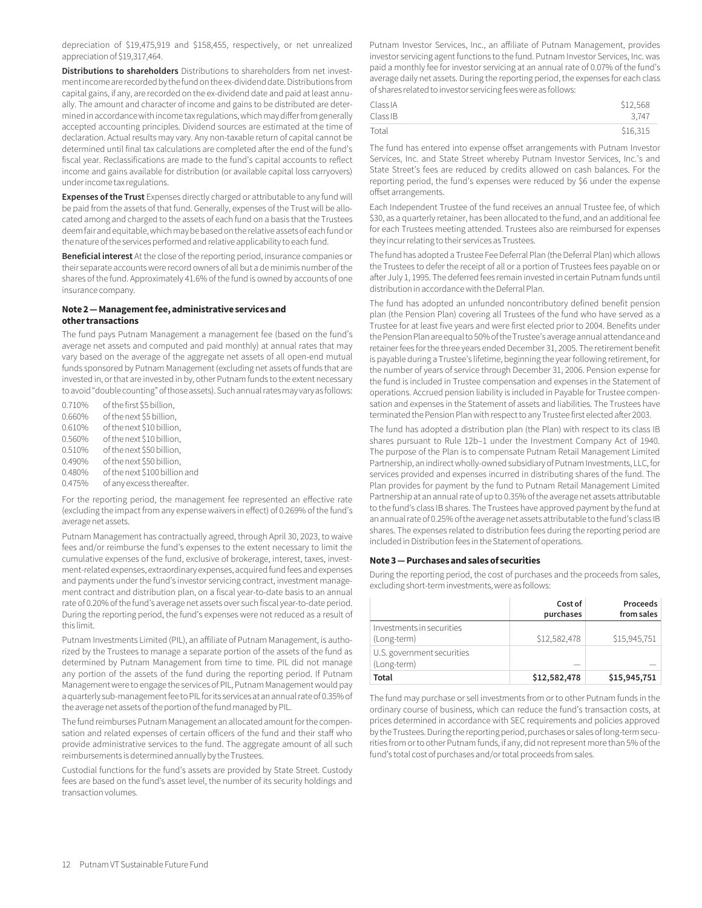depreciation of $19,475,919 and $158,455, respectively, or net unrealized appreciation of $19,317,464.

**Distributions to shareholders** Distributions to shareholders from net investment income are recorded by the fund on the ex-dividend date. Distributions from capital gains, if any, are recorded on the ex-dividend date and paid at least annually. The amount and character of income and gains to be distributed are determined in accordance with income tax regulations, which may differ from generally accepted accounting principles. Dividend sources are estimated at the time of declaration. Actual results may vary. Any non-taxable return of capital cannot be determined until final tax calculations are completed after the end of the fund's fiscal year. Reclassifications are made to the fund's capital accounts to reflect income and gains available for distribution (or available capital loss carryovers) under income tax regulations.

**Expenses of the Trust** Expenses directly charged or attributable to any fund will be paid from the assets of that fund. Generally, expenses of the Trust will be allocated among and charged to the assets of each fund on a basis that the Trustees deem fair and equitable, which may be based on the relative assets of each fund or the nature of the services performed and relative applicability to each fund.

**Beneficial interest** At the close of the reporting period, insurance companies or their separate accounts were record owners of all but a de minimis number of the shares of the fund. Approximately 41.6% of the fund is owned by accounts of one insurance company.

### Note 2 — Management fee, administrative services and other transactions

The fund pays Putnam Management a management fee (based on the fund's average net assets and computed and paid monthly) at annual rates that may vary based on the average of the aggregate net assets of all open-end mutual funds sponsored by Putnam Management (excluding net assets of funds that are invested in, or that are invested in by, other Putnam funds to the extent necessary to avoid "double counting" of those assets). Such annual rates may vary as follows:

0.710% of the first $5 billion,
0.660% of the next $5 billion,
0.610% of the next $10 billion,
0.560% of the next $10 billion,
0.510% of the next $50 billion,
0.490% of the next $50 billion,
0.480% of the next $100 billion and
0.475% of any excess thereafter.

For the reporting period, the management fee represented an effective rate (excluding the impact from any expense waivers in effect) of 0.269% of the fund's average net assets.

Putnam Management has contractually agreed, through April 30, 2023, to waive fees and/or reimburse the fund's expenses to the extent necessary to limit the cumulative expenses of the fund, exclusive of brokerage, interest, taxes, investment-related expenses, extraordinary expenses, acquired fund fees and expenses and payments under the fund's investor servicing contract, investment management contract and distribution plan, on a fiscal year-to-date basis to an annual rate of 0.20% of the fund's average net assets over such fiscal year-to-date period. During the reporting period, the fund's expenses were not reduced as a result of this limit.

Putnam Investments Limited (PIL), an affiliate of Putnam Management, is authorized by the Trustees to manage a separate portion of the assets of the fund as determined by Putnam Management from time to time. PIL did not manage any portion of the assets of the fund during the reporting period. If Putnam Management were to engage the services of PIL, Putnam Management would pay a quarterly sub-management fee to PIL for its services at an annual rate of 0.35% of the average net assets of the portion of the fund managed by PIL.

The fund reimburses Putnam Management an allocated amount for the compensation and related expenses of certain officers of the fund and their staff who provide administrative services to the fund. The aggregate amount of all such reimbursements is determined annually by the Trustees.

Custodial functions for the fund's assets are provided by State Street. Custody fees are based on the fund's asset level, the number of its security holdings and transaction volumes.

Putnam Investor Services, Inc., an affiliate of Putnam Management, provides investor servicing agent functions to the fund. Putnam Investor Services, Inc. was paid a monthly fee for investor servicing at an annual rate of 0.07% of the fund's average daily net assets. During the reporting period, the expenses for each class of shares related to investor servicing fees were as follows:

| | |
|---|---|
| Class IA | $12,568 |
| Class IB | 3,747 |
| Total | $16,315 |

The fund has entered into expense offset arrangements with Putnam Investor Services, Inc. and State Street whereby Putnam Investor Services, Inc.'s and State Street's fees are reduced by credits allowed on cash balances. For the reporting period, the fund's expenses were reduced by $6 under the expense offset arrangements.

Each Independent Trustee of the fund receives an annual Trustee fee, of which $30, as a quarterly retainer, has been allocated to the fund, and an additional fee for each Trustees meeting attended. Trustees also are reimbursed for expenses they incur relating to their services as Trustees.

The fund has adopted a Trustee Fee Deferral Plan (the Deferral Plan) which allows the Trustees to defer the receipt of all or a portion of Trustees fees payable on or after July 1, 1995. The deferred fees remain invested in certain Putnam funds until distribution in accordance with the Deferral Plan.

The fund has adopted an unfunded noncontributory defined benefit pension plan (the Pension Plan) covering all Trustees of the fund who have served as a Trustee for at least five years and were first elected prior to 2004. Benefits under the Pension Plan are equal to 50% of the Trustee's average annual attendance and retainer fees for the three years ended December 31, 2005. The retirement benefit is payable during a Trustee's lifetime, beginning the year following retirement, for the number of years of service through December 31, 2006. Pension expense for the fund is included in Trustee compensation and expenses in the Statement of operations. Accrued pension liability is included in Payable for Trustee compensation and expenses in the Statement of assets and liabilities. The Trustees have terminated the Pension Plan with respect to any Trustee first elected after 2003.

The fund has adopted a distribution plan (the Plan) with respect to its class IB shares pursuant to Rule 12b–1 under the Investment Company Act of 1940. The purpose of the Plan is to compensate Putnam Retail Management Limited Partnership, an indirect wholly-owned subsidiary of Putnam Investments, LLC, for services provided and expenses incurred in distributing shares of the fund. The Plan provides for payment by the fund to Putnam Retail Management Limited Partnership at an annual rate of up to 0.35% of the average net assets attributable to the fund's class IB shares. The Trustees have approved payment by the fund at an annual rate of 0.25% of the average net assets attributable to the fund's class IB shares. The expenses related to distribution fees during the reporting period are included in Distribution fees in the Statement of operations.

### Note 3 — Purchases and sales of securities

During the reporting period, the cost of purchases and the proceeds from sales, excluding short-term investments, were as follows:

| | Cost of purchases | Proceeds from sales |
|---|---|---|
| Investments in securities (Long-term) | $12,582,478 | $15,945,751 |
| U.S. government securities (Long-term) | — | — |
| **Total** | **$12,582,478** | **$15,945,751** |

The fund may purchase or sell investments from or to other Putnam funds in the ordinary course of business, which can reduce the fund's transaction costs, at prices determined in accordance with SEC requirements and policies approved by the Trustees. During the reporting period, purchases or sales of long-term securities from or to other Putnam funds, if any, did not represent more than 5% of the fund's total cost of purchases and/or total proceeds from sales.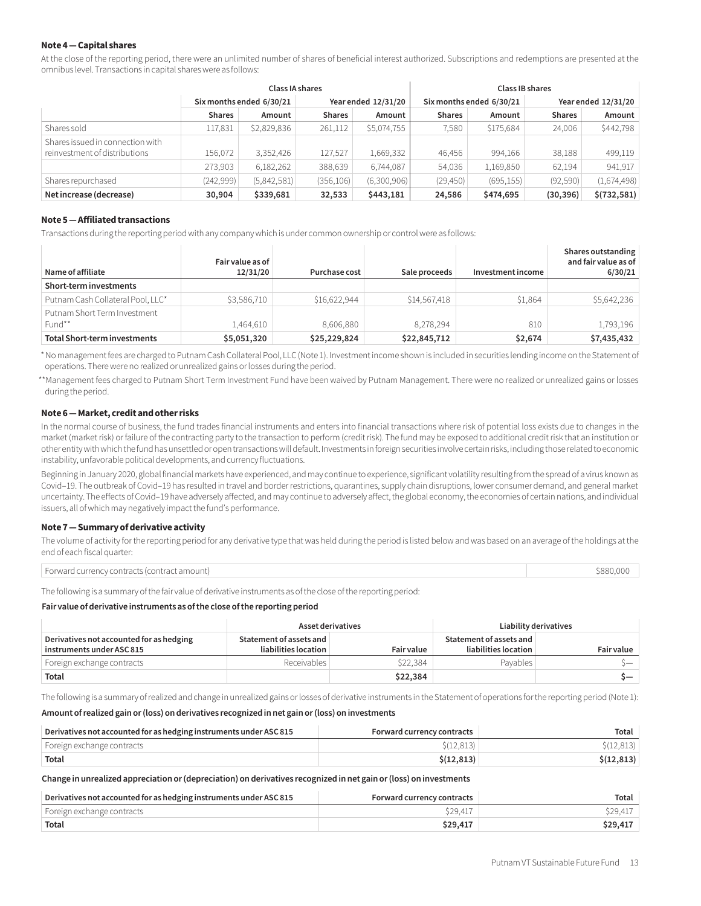### Note 4 — Capital shares

At the close of the reporting period, there were an unlimited number of shares of beneficial interest authorized. Subscriptions and redemptions are presented at the omnibus level. Transactions in capital shares were as follows:

| | Class IA shares | | | | Class IB shares | | | |
|---|---|---|---|---|---|---|---|---|
| | Six months ended 6/30/21 | | Year ended 12/31/20 | | Six months ended 6/30/21 | | Year ended 12/31/20 | |
| | **Shares** | **Amount** | **Shares** | **Amount** | **Shares** | **Amount** | **Shares** | **Amount** |
| Shares sold | 117,831 | $2,829,836 | 261,112 | $5,074,755 | 7,580 | $175,684 | 24,006 | $442,798 |
| Shares issued in connection with reinvestment of distributions | 156,072 | 3,352,426 | 127,527 | 1,669,332 | 46,456 | 994,166 | 38,188 | 499,119 |
| | 273,903 | 6,182,262 | 388,639 | 6,744,087 | 54,036 | 1,169,850 | 62,194 | 941,917 |
| Shares repurchased | (242,999) | (5,842,581) | (356,106) | (6,300,906) | (29,450) | (695,155) | (92,590) | (1,674,498) |
| **Net increase (decrease)** | **30,904** | **$339,681** | **32,533** | **$443,181** | **24,586** | **$474,695** | **(30,396)** | **$(732,581)** |

### Note 5 — Affiliated transactions

Transactions during the reporting period with any company which is under common ownership or control were as follows:

| Name of affiliate | Fair value as of 12/31/20 | Purchase cost | Sale proceeds | Investment income | Shares outstanding and fair value as of 6/30/21 |
|---|---|---|---|---|---|
| **Short-term investments** | | | | | |
| Putnam Cash Collateral Pool, LLC* | $3,586,710 | $16,622,944 | $14,567,418 | $1,864 | $5,642,236 |
| Putnam Short Term Investment Fund** | 1,464,610 | 8,606,880 | 8,278,294 | 810 | 1,793,196 |
| **Total Short-term investments** | **$5,051,320** | **$25,229,824** | **$22,845,712** | **$2,674** | **$7,435,432** |

\* No management fees are charged to Putnam Cash Collateral Pool, LLC (Note 1). Investment income shown is included in securities lending income on the Statement of operations. There were no realized or unrealized gains or losses during the period.

\*\* Management fees charged to Putnam Short Term Investment Fund have been waived by Putnam Management. There were no realized or unrealized gains or losses during the period.

### Note 6 — Market, credit and other risks

In the normal course of business, the fund trades financial instruments and enters into financial transactions where risk of potential loss exists due to changes in the market (market risk) or failure of the contracting party to the transaction to perform (credit risk). The fund may be exposed to additional credit risk that an institution or other entity with which the fund has unsettled or open transactions will default. Investments in foreign securities involve certain risks, including those related to economic instability, unfavorable political developments, and currency fluctuations.

Beginning in January 2020, global financial markets have experienced, and may continue to experience, significant volatility resulting from the spread of a virus known as Covid–19. The outbreak of Covid–19 has resulted in travel and border restrictions, quarantines, supply chain disruptions, lower consumer demand, and general market uncertainty. The effects of Covid–19 have adversely affected, and may continue to adversely affect, the global economy, the economies of certain nations, and individual issuers, all of which may negatively impact the fund's performance.

### Note 7 — Summary of derivative activity

The volume of activity for the reporting period for any derivative type that was held during the period is listed below and was based on an average of the holdings at the end of each fiscal quarter:

| | |
|---|---|
| Forward currency contracts (contract amount) | $880,000 |

The following is a summary of the fair value of derivative instruments as of the close of the reporting period:

**Fair value of derivative instruments as of the close of the reporting period**

| | Asset derivatives | | Liability derivatives | |
|---|---|---|---|---|
| **Derivatives not accounted for as hedging instruments under ASC 815** | **Statement of assets and liabilities location** | **Fair value** | **Statement of assets and liabilities location** | **Fair value** |
| Foreign exchange contracts | Receivables | $22,384 | Payables | $— |
| **Total** | | **$22,384** | | **$—** |

The following is a summary of realized and change in unrealized gains or losses of derivative instruments in the Statement of operations for the reporting period (Note 1):

**Amount of realized gain or (loss) on derivatives recognized in net gain or (loss) on investments**

| Derivatives not accounted for as hedging instruments under ASC 815 | Forward currency contracts | Total |
|---|---|---|
| Foreign exchange contracts | $(12,813) | $(12,813) |
| **Total** | **$(12,813)** | **$(12,813)** |

**Change in unrealized appreciation or (depreciation) on derivatives recognized in net gain or (loss) on investments**

| Derivatives not accounted for as hedging instruments under ASC 815 | Forward currency contracts | Total |
|---|---|---|
| Foreign exchange contracts | $29,417 | $29,417 |
| **Total** | **$29,417** | **$29,417** |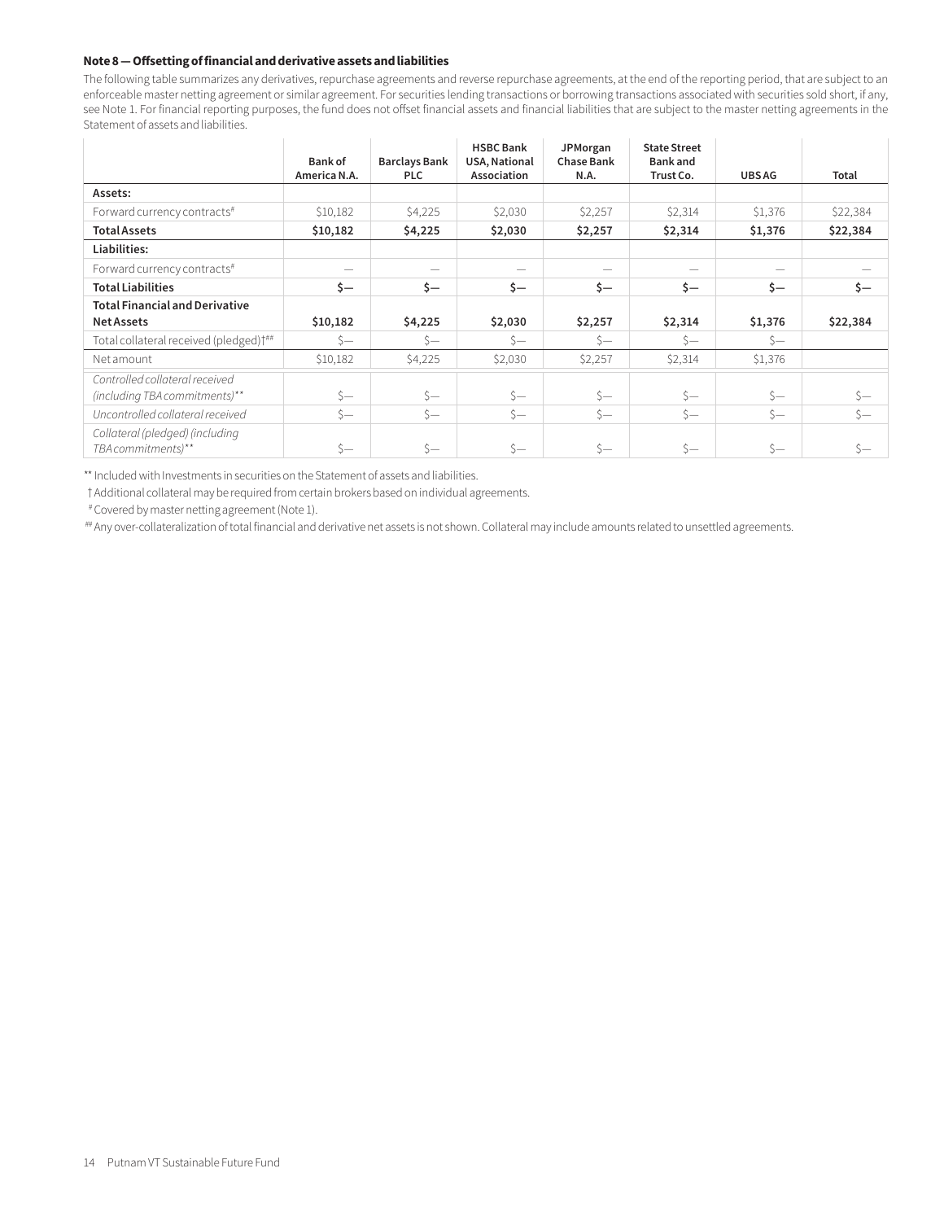**Note 8 — Offsetting of financial and derivative assets and liabilities**

The following table summarizes any derivatives, repurchase agreements and reverse repurchase agreements, at the end of the reporting period, that are subject to an enforceable master netting agreement or similar agreement. For securities lending transactions or borrowing transactions associated with securities sold short, if any, see Note 1. For financial reporting purposes, the fund does not offset financial assets and financial liabilities that are subject to the master netting agreements in the Statement of assets and liabilities.

| | Bank of America N.A. | Barclays Bank PLC | HSBC Bank USA, National Association | JPMorgan Chase Bank N.A. | State Street Bank and Trust Co. | UBS AG | Total |
|---|---|---|---|---|---|---|---|
| **Assets:** | | | | | | | |
| Forward currency contracts# | $10,182 | $4,225 | $2,030 | $2,257 | $2,314 | $1,376 | $22,384 |
| **Total Assets** | **$10,182** | **$4,225** | **$2,030** | **$2,257** | **$2,314** | **$1,376** | **$22,384** |
| **Liabilities:** | | | | | | | |
| Forward currency contracts# | — | — | — | — | — | — | — |
| **Total Liabilities** | **$—** | **$—** | **$—** | **$—** | **$—** | **$—** | **$—** |
| **Total Financial and Derivative Net Assets** | **$10,182** | **$4,225** | **$2,030** | **$2,257** | **$2,314** | **$1,376** | **$22,384** |
| Total collateral received (pledged)†## | $— | $— | $— | $— | $— | $— | |
| Net amount | $10,182 | $4,225 | $2,030 | $2,257 | $2,314 | $1,376 | |
| *Controlled collateral received (including TBA commitments)*** | $— | $— | $— | $— | $— | $— | $— |
| *Uncontrolled collateral received* | $— | $— | $— | $— | $— | $— | $— |
| *Collateral (pledged) (including TBA commitments)*** | $— | $— | $— | $— | $— | $— | $— |

** Included with Investments in securities on the Statement of assets and liabilities.

† Additional collateral may be required from certain brokers based on individual agreements.

# Covered by master netting agreement (Note 1).

## Any over-collateralization of total financial and derivative net assets is not shown. Collateral may include amounts related to unsettled agreements.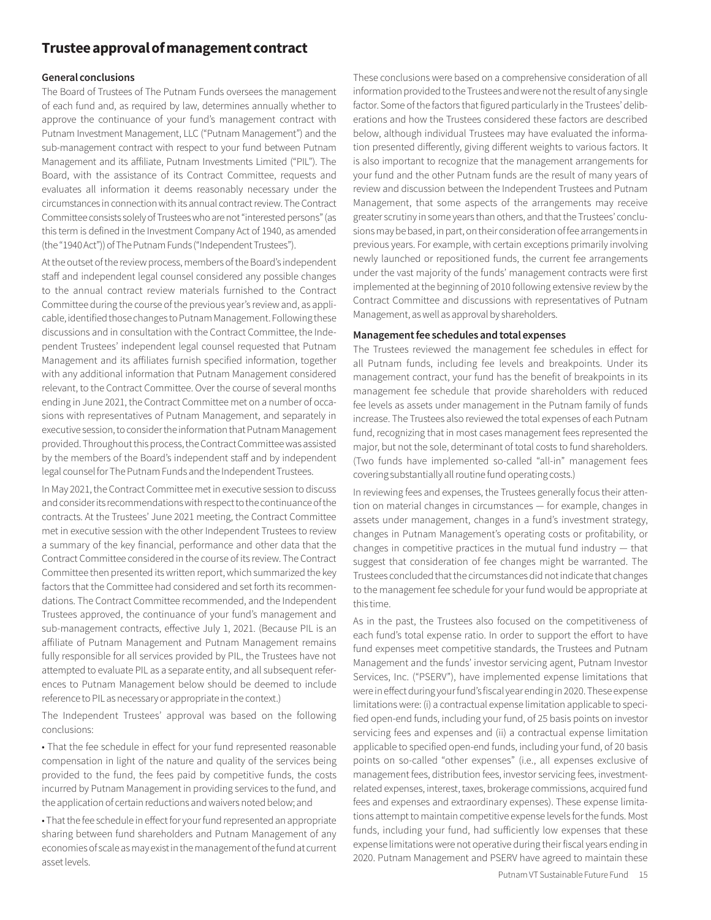# Trustee approval of management contract

### General conclusions

The Board of Trustees of The Putnam Funds oversees the management of each fund and, as required by law, determines annually whether to approve the continuance of your fund's management contract with Putnam Investment Management, LLC ("Putnam Management") and the sub-management contract with respect to your fund between Putnam Management and its affiliate, Putnam Investments Limited ("PIL"). The Board, with the assistance of its Contract Committee, requests and evaluates all information it deems reasonably necessary under the circumstances in connection with its annual contract review. The Contract Committee consists solely of Trustees who are not "interested persons" (as this term is defined in the Investment Company Act of 1940, as amended (the "1940 Act")) of The Putnam Funds ("Independent Trustees").

At the outset of the review process, members of the Board's independent staff and independent legal counsel considered any possible changes to the annual contract review materials furnished to the Contract Committee during the course of the previous year's review and, as applicable, identified those changes to Putnam Management. Following these discussions and in consultation with the Contract Committee, the Independent Trustees' independent legal counsel requested that Putnam Management and its affiliates furnish specified information, together with any additional information that Putnam Management considered relevant, to the Contract Committee. Over the course of several months ending in June 2021, the Contract Committee met on a number of occasions with representatives of Putnam Management, and separately in executive session, to consider the information that Putnam Management provided. Throughout this process, the Contract Committee was assisted by the members of the Board's independent staff and by independent legal counsel for The Putnam Funds and the Independent Trustees.

In May 2021, the Contract Committee met in executive session to discuss and consider its recommendations with respect to the continuance of the contracts. At the Trustees' June 2021 meeting, the Contract Committee met in executive session with the other Independent Trustees to review a summary of the key financial, performance and other data that the Contract Committee considered in the course of its review. The Contract Committee then presented its written report, which summarized the key factors that the Committee had considered and set forth its recommendations. The Contract Committee recommended, and the Independent Trustees approved, the continuance of your fund's management and sub-management contracts, effective July 1, 2021. (Because PIL is an affiliate of Putnam Management and Putnam Management remains fully responsible for all services provided by PIL, the Trustees have not attempted to evaluate PIL as a separate entity, and all subsequent references to Putnam Management below should be deemed to include reference to PIL as necessary or appropriate in the context.)

The Independent Trustees' approval was based on the following conclusions:

• That the fee schedule in effect for your fund represented reasonable compensation in light of the nature and quality of the services being provided to the fund, the fees paid by competitive funds, the costs incurred by Putnam Management in providing services to the fund, and the application of certain reductions and waivers noted below; and

• That the fee schedule in effect for your fund represented an appropriate sharing between fund shareholders and Putnam Management of any economies of scale as may exist in the management of the fund at current asset levels.

These conclusions were based on a comprehensive consideration of all information provided to the Trustees and were not the result of any single factor. Some of the factors that figured particularly in the Trustees' deliberations and how the Trustees considered these factors are described below, although individual Trustees may have evaluated the information presented differently, giving different weights to various factors. It is also important to recognize that the management arrangements for your fund and the other Putnam funds are the result of many years of review and discussion between the Independent Trustees and Putnam Management, that some aspects of the arrangements may receive greater scrutiny in some years than others, and that the Trustees' conclusions may be based, in part, on their consideration of fee arrangements in previous years. For example, with certain exceptions primarily involving newly launched or repositioned funds, the current fee arrangements under the vast majority of the funds' management contracts were first implemented at the beginning of 2010 following extensive review by the Contract Committee and discussions with representatives of Putnam Management, as well as approval by shareholders.

### Management fee schedules and total expenses

The Trustees reviewed the management fee schedules in effect for all Putnam funds, including fee levels and breakpoints. Under its management contract, your fund has the benefit of breakpoints in its management fee schedule that provide shareholders with reduced fee levels as assets under management in the Putnam family of funds increase. The Trustees also reviewed the total expenses of each Putnam fund, recognizing that in most cases management fees represented the major, but not the sole, determinant of total costs to fund shareholders. (Two funds have implemented so-called "all-in" management fees covering substantially all routine fund operating costs.)

In reviewing fees and expenses, the Trustees generally focus their attention on material changes in circumstances — for example, changes in assets under management, changes in a fund's investment strategy, changes in Putnam Management's operating costs or profitability, or changes in competitive practices in the mutual fund industry — that suggest that consideration of fee changes might be warranted. The Trustees concluded that the circumstances did not indicate that changes to the management fee schedule for your fund would be appropriate at this time.

As in the past, the Trustees also focused on the competitiveness of each fund's total expense ratio. In order to support the effort to have fund expenses meet competitive standards, the Trustees and Putnam Management and the funds' investor servicing agent, Putnam Investor Services, Inc. ("PSERV"), have implemented expense limitations that were in effect during your fund's fiscal year ending in 2020. These expense limitations were: (i) a contractual expense limitation applicable to specified open-end funds, including your fund, of 25 basis points on investor servicing fees and expenses and (ii) a contractual expense limitation applicable to specified open-end funds, including your fund, of 20 basis points on so-called "other expenses" (i.e., all expenses exclusive of management fees, distribution fees, investor servicing fees, investment-related expenses, interest, taxes, brokerage commissions, acquired fund fees and expenses and extraordinary expenses). These expense limitations attempt to maintain competitive expense levels for the funds. Most funds, including your fund, had sufficiently low expenses that these expense limitations were not operative during their fiscal years ending in 2020. Putnam Management and PSERV have agreed to maintain these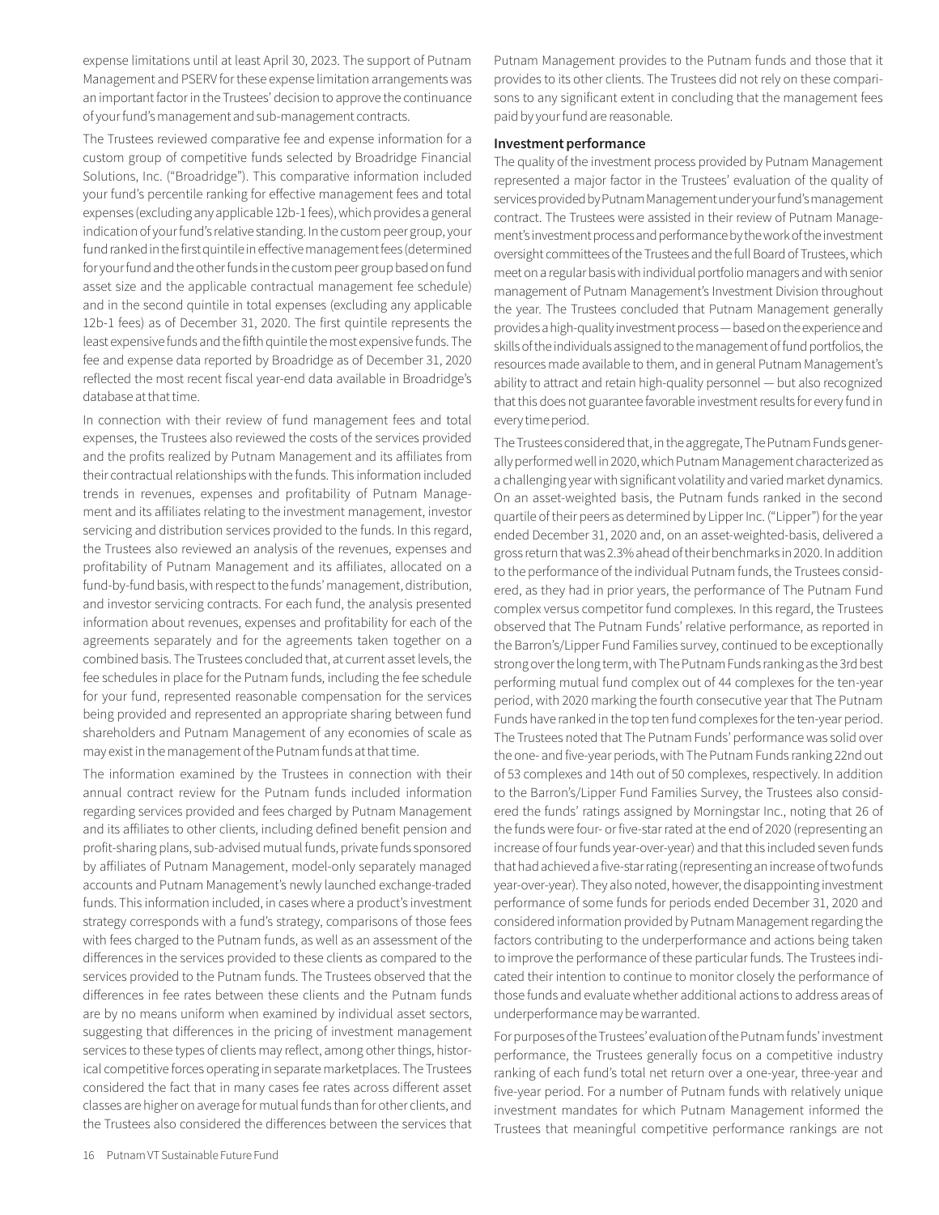expense limitations until at least April 30, 2023. The support of Putnam Management and PSERV for these expense limitation arrangements was an important factor in the Trustees' decision to approve the continuance of your fund's management and sub-management contracts.

The Trustees reviewed comparative fee and expense information for a custom group of competitive funds selected by Broadridge Financial Solutions, Inc. ("Broadridge"). This comparative information included your fund's percentile ranking for effective management fees and total expenses (excluding any applicable 12b-1 fees), which provides a general indication of your fund's relative standing. In the custom peer group, your fund ranked in the first quintile in effective management fees (determined for your fund and the other funds in the custom peer group based on fund asset size and the applicable contractual management fee schedule) and in the second quintile in total expenses (excluding any applicable 12b-1 fees) as of December 31, 2020. The first quintile represents the least expensive funds and the fifth quintile the most expensive funds. The fee and expense data reported by Broadridge as of December 31, 2020 reflected the most recent fiscal year-end data available in Broadridge's database at that time.

In connection with their review of fund management fees and total expenses, the Trustees also reviewed the costs of the services provided and the profits realized by Putnam Management and its affiliates from their contractual relationships with the funds. This information included trends in revenues, expenses and profitability of Putnam Management and its affiliates relating to the investment management, investor servicing and distribution services provided to the funds. In this regard, the Trustees also reviewed an analysis of the revenues, expenses and profitability of Putnam Management and its affiliates, allocated on a fund-by-fund basis, with respect to the funds' management, distribution, and investor servicing contracts. For each fund, the analysis presented information about revenues, expenses and profitability for each of the agreements separately and for the agreements taken together on a combined basis. The Trustees concluded that, at current asset levels, the fee schedules in place for the Putnam funds, including the fee schedule for your fund, represented reasonable compensation for the services being provided and represented an appropriate sharing between fund shareholders and Putnam Management of any economies of scale as may exist in the management of the Putnam funds at that time.

The information examined by the Trustees in connection with their annual contract review for the Putnam funds included information regarding services provided and fees charged by Putnam Management and its affiliates to other clients, including defined benefit pension and profit-sharing plans, sub-advised mutual funds, private funds sponsored by affiliates of Putnam Management, model-only separately managed accounts and Putnam Management's newly launched exchange-traded funds. This information included, in cases where a product's investment strategy corresponds with a fund's strategy, comparisons of those fees with fees charged to the Putnam funds, as well as an assessment of the differences in the services provided to these clients as compared to the services provided to the Putnam funds. The Trustees observed that the differences in fee rates between these clients and the Putnam funds are by no means uniform when examined by individual asset sectors, suggesting that differences in the pricing of investment management services to these types of clients may reflect, among other things, historical competitive forces operating in separate marketplaces. The Trustees considered the fact that in many cases fee rates across different asset classes are higher on average for mutual funds than for other clients, and the Trustees also considered the differences between the services that Putnam Management provides to the Putnam funds and those that it provides to its other clients. The Trustees did not rely on these comparisons to any significant extent in concluding that the management fees paid by your fund are reasonable.

**Investment performance**

The quality of the investment process provided by Putnam Management represented a major factor in the Trustees' evaluation of the quality of services provided by Putnam Management under your fund's management contract. The Trustees were assisted in their review of Putnam Management's investment process and performance by the work of the investment oversight committees of the Trustees and the full Board of Trustees, which meet on a regular basis with individual portfolio managers and with senior management of Putnam Management's Investment Division throughout the year. The Trustees concluded that Putnam Management generally provides a high-quality investment process — based on the experience and skills of the individuals assigned to the management of fund portfolios, the resources made available to them, and in general Putnam Management's ability to attract and retain high-quality personnel — but also recognized that this does not guarantee favorable investment results for every fund in every time period.

The Trustees considered that, in the aggregate, The Putnam Funds generally performed well in 2020, which Putnam Management characterized as a challenging year with significant volatility and varied market dynamics. On an asset-weighted basis, the Putnam funds ranked in the second quartile of their peers as determined by Lipper Inc. ("Lipper") for the year ended December 31, 2020 and, on an asset-weighted-basis, delivered a gross return that was 2.3% ahead of their benchmarks in 2020. In addition to the performance of the individual Putnam funds, the Trustees considered, as they had in prior years, the performance of The Putnam Fund complex versus competitor fund complexes. In this regard, the Trustees observed that The Putnam Funds' relative performance, as reported in the Barron's/Lipper Fund Families survey, continued to be exceptionally strong over the long term, with The Putnam Funds ranking as the 3rd best performing mutual fund complex out of 44 complexes for the ten-year period, with 2020 marking the fourth consecutive year that The Putnam Funds have ranked in the top ten fund complexes for the ten-year period. The Trustees noted that The Putnam Funds' performance was solid over the one- and five-year periods, with The Putnam Funds ranking 22nd out of 53 complexes and 14th out of 50 complexes, respectively. In addition to the Barron's/Lipper Fund Families Survey, the Trustees also considered the funds' ratings assigned by Morningstar Inc., noting that 26 of the funds were four- or five-star rated at the end of 2020 (representing an increase of four funds year-over-year) and that this included seven funds that had achieved a five-star rating (representing an increase of two funds year-over-year). They also noted, however, the disappointing investment performance of some funds for periods ended December 31, 2020 and considered information provided by Putnam Management regarding the factors contributing to the underperformance and actions being taken to improve the performance of these particular funds. The Trustees indicated their intention to continue to monitor closely the performance of those funds and evaluate whether additional actions to address areas of underperformance may be warranted.

For purposes of the Trustees' evaluation of the Putnam funds' investment performance, the Trustees generally focus on a competitive industry ranking of each fund's total net return over a one-year, three-year and five-year period. For a number of Putnam funds with relatively unique investment mandates for which Putnam Management informed the Trustees that meaningful competitive performance rankings are not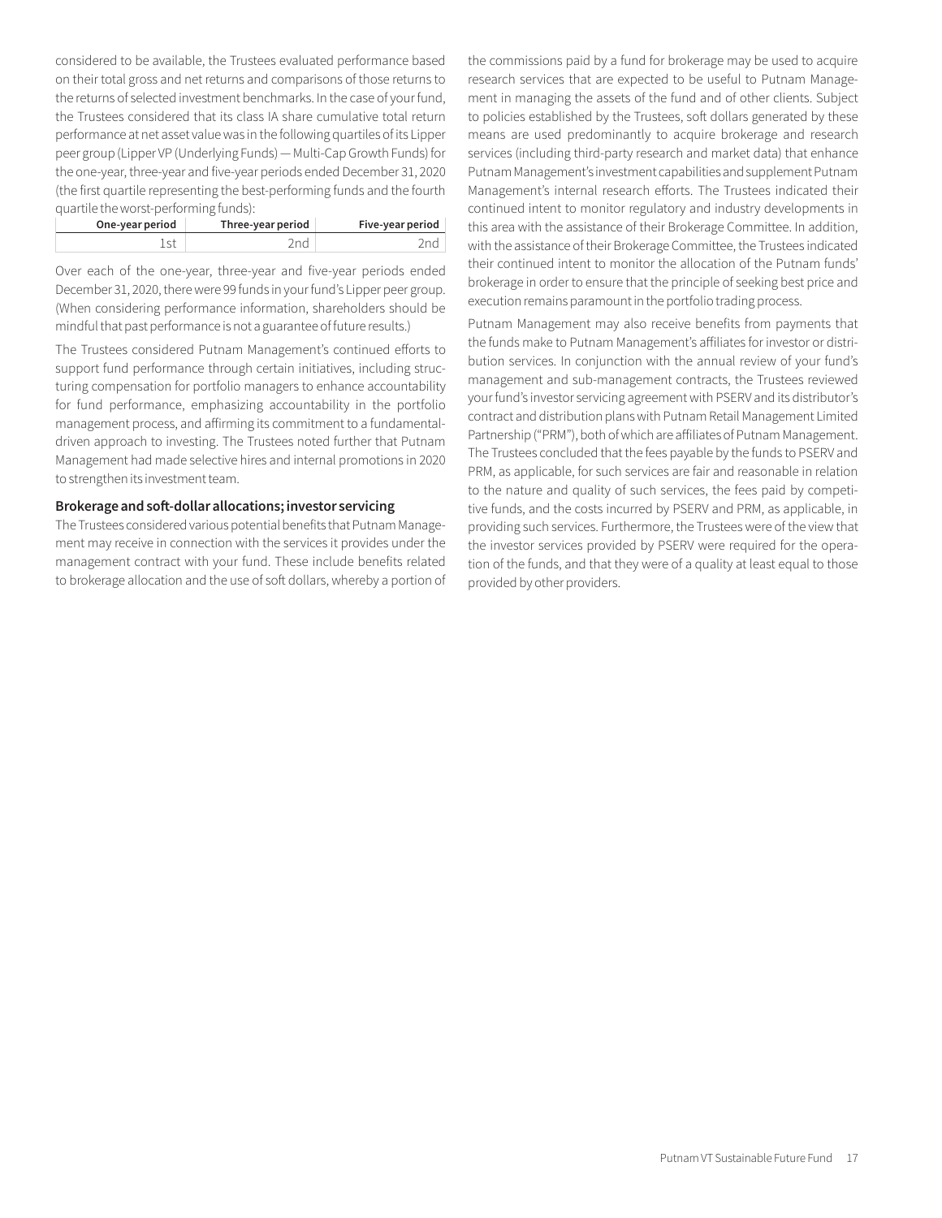considered to be available, the Trustees evaluated performance based on their total gross and net returns and comparisons of those returns to the returns of selected investment benchmarks. In the case of your fund, the Trustees considered that its class IA share cumulative total return performance at net asset value was in the following quartiles of its Lipper peer group (Lipper VP (Underlying Funds) — Multi-Cap Growth Funds) for the one-year, three-year and five-year periods ended December 31, 2020 (the first quartile representing the best-performing funds and the fourth quartile the worst-performing funds):

| One-year period | Three-year period | Five-year period |
|---|---|---|
| 1st | 2nd | 2nd |

Over each of the one-year, three-year and five-year periods ended December 31, 2020, there were 99 funds in your fund's Lipper peer group. (When considering performance information, shareholders should be mindful that past performance is not a guarantee of future results.)

The Trustees considered Putnam Management's continued efforts to support fund performance through certain initiatives, including structuring compensation for portfolio managers to enhance accountability for fund performance, emphasizing accountability in the portfolio management process, and affirming its commitment to a fundamental-driven approach to investing. The Trustees noted further that Putnam Management had made selective hires and internal promotions in 2020 to strengthen its investment team.

**Brokerage and soft-dollar allocations; investor servicing**

The Trustees considered various potential benefits that Putnam Management may receive in connection with the services it provides under the management contract with your fund. These include benefits related to brokerage allocation and the use of soft dollars, whereby a portion of the commissions paid by a fund for brokerage may be used to acquire research services that are expected to be useful to Putnam Management in managing the assets of the fund and of other clients. Subject to policies established by the Trustees, soft dollars generated by these means are used predominantly to acquire brokerage and research services (including third-party research and market data) that enhance Putnam Management's investment capabilities and supplement Putnam Management's internal research efforts. The Trustees indicated their continued intent to monitor regulatory and industry developments in this area with the assistance of their Brokerage Committee. In addition, with the assistance of their Brokerage Committee, the Trustees indicated their continued intent to monitor the allocation of the Putnam funds' brokerage in order to ensure that the principle of seeking best price and execution remains paramount in the portfolio trading process.

Putnam Management may also receive benefits from payments that the funds make to Putnam Management's affiliates for investor or distribution services. In conjunction with the annual review of your fund's management and sub-management contracts, the Trustees reviewed your fund's investor servicing agreement with PSERV and its distributor's contract and distribution plans with Putnam Retail Management Limited Partnership ("PRM"), both of which are affiliates of Putnam Management. The Trustees concluded that the fees payable by the funds to PSERV and PRM, as applicable, for such services are fair and reasonable in relation to the nature and quality of such services, the fees paid by competitive funds, and the costs incurred by PSERV and PRM, as applicable, in providing such services. Furthermore, the Trustees were of the view that the investor services provided by PSERV were required for the operation of the funds, and that they were of a quality at least equal to those provided by other providers.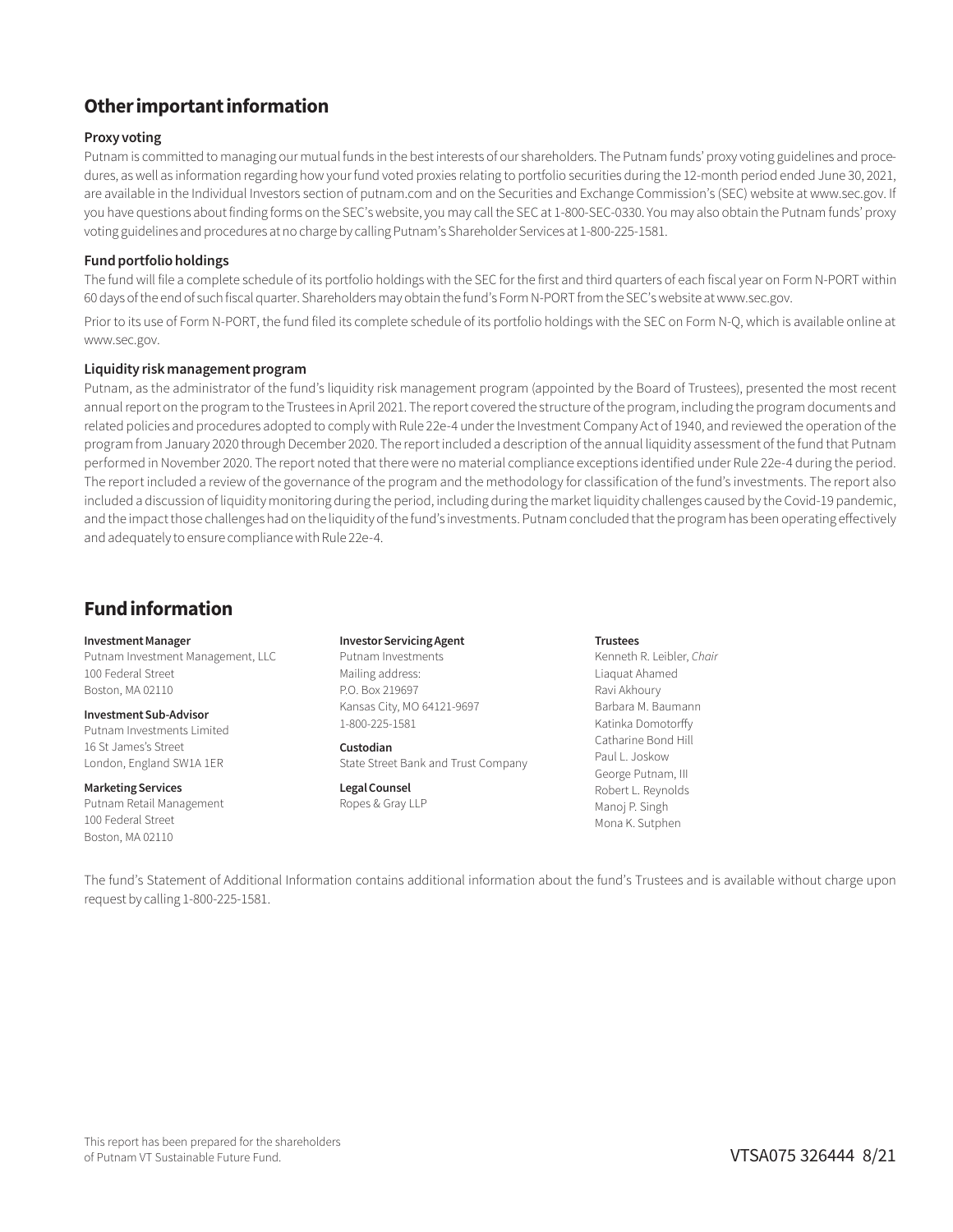## Other important information

### Proxy voting

Putnam is committed to managing our mutual funds in the best interests of our shareholders. The Putnam funds' proxy voting guidelines and procedures, as well as information regarding how your fund voted proxies relating to portfolio securities during the 12-month period ended June 30, 2021, are available in the Individual Investors section of putnam.com and on the Securities and Exchange Commission's (SEC) website at www.sec.gov. If you have questions about finding forms on the SEC's website, you may call the SEC at 1-800-SEC-0330. You may also obtain the Putnam funds' proxy voting guidelines and procedures at no charge by calling Putnam's Shareholder Services at 1-800-225-1581.

### Fund portfolio holdings

The fund will file a complete schedule of its portfolio holdings with the SEC for the first and third quarters of each fiscal year on Form N-PORT within 60 days of the end of such fiscal quarter. Shareholders may obtain the fund's Form N-PORT from the SEC's website at www.sec.gov.

Prior to its use of Form N-PORT, the fund filed its complete schedule of its portfolio holdings with the SEC on Form N-Q, which is available online at www.sec.gov.

### Liquidity risk management program

Putnam, as the administrator of the fund's liquidity risk management program (appointed by the Board of Trustees), presented the most recent annual report on the program to the Trustees in April 2021. The report covered the structure of the program, including the program documents and related policies and procedures adopted to comply with Rule 22e-4 under the Investment Company Act of 1940, and reviewed the operation of the program from January 2020 through December 2020. The report included a description of the annual liquidity assessment of the fund that Putnam performed in November 2020. The report noted that there were no material compliance exceptions identified under Rule 22e-4 during the period. The report included a review of the governance of the program and the methodology for classification of the fund's investments. The report also included a discussion of liquidity monitoring during the period, including during the market liquidity challenges caused by the Covid-19 pandemic, and the impact those challenges had on the liquidity of the fund's investments. Putnam concluded that the program has been operating effectively and adequately to ensure compliance with Rule 22e-4.

## Fund information

**Investment Manager**
Putnam Investment Management, LLC
100 Federal Street
Boston, MA 02110

**Investment Sub-Advisor**
Putnam Investments Limited
16 St James's Street
London, England SW1A 1ER

**Marketing Services**
Putnam Retail Management
100 Federal Street
Boston, MA 02110

**Investor Servicing Agent**
Putnam Investments
Mailing address:
P.O. Box 219697
Kansas City, MO 64121-9697
1-800-225-1581

**Custodian**
State Street Bank and Trust Company

**Legal Counsel**
Ropes & Gray LLP

**Trustees**
Kenneth R. Leibler, *Chair*
Liaquat Ahamed
Ravi Akhoury
Barbara M. Baumann
Katinka Domotorffy
Catharine Bond Hill
Paul L. Joskow
George Putnam, III
Robert L. Reynolds
Manoj P. Singh
Mona K. Sutphen

The fund's Statement of Additional Information contains additional information about the fund's Trustees and is available without charge upon request by calling 1-800-225-1581.

This report has been prepared for the shareholders of Putnam VT Sustainable Future Fund.

VTSA075 326444 8/21